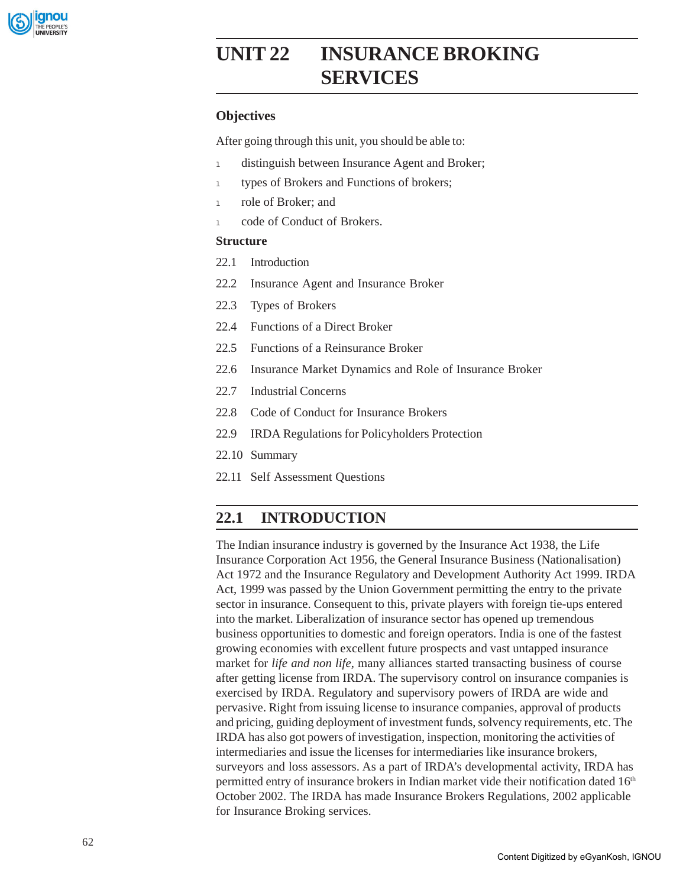# UNIT 22 INSURANCE BROKING SERVICES

## Objectives

After going through this unit, you should be able to:

- distinguish between Insurance Agent and Broker;
- types of Brokers and Functions of brokers;
- role of Broker; and
- code of Conduct of Brokers.

## Structure

22.1 Introduction

22.2 Insurance Agent and Insurance Broker

22.3 Types of Brokers

22.4 Functions of a Direct Broker

22.5 Functions of a Reinsurance Broker

22.6 Insurance Market Dynamics and Role of Insurance Broker

22.7 Industrial Concerns

22.8 Code of Conduct for Insurance Brokers

22.9 IRDA Regulations for Policyholders Protection

22.10 Summary

22.11 Self Assessment Questions

## 22.1 INTRODUCTION

The Indian insurance industry is governed by the Insurance Act 1938, the Life Insurance Corporation Act 1956, the General Insurance Business (Nationalisation) Act 1972 and the Insurance Regulatory and Development Authority Act 1999. IRDA Act, 1999 was passed by the Union Government permitting the entry to the private sector in insurance. Consequent to this, private players with foreign tie-ups entered into the market. Liberalization of insurance sector has opened up tremendous business opportunities to domestic and foreign operators. India is one of the fastest growing economies with excellent future prospects and vast untapped insurance market for *life and non life*, many alliances started transacting business of course after getting license from IRDA. The supervisory control on insurance companies is exercised by IRDA. Regulatory and supervisory powers of IRDA are wide and pervasive. Right from issuing license to insurance companies, approval of products and pricing, guiding deployment of investment funds, solvency requirements, etc. The IRDA has also got powers of investigation, inspection, monitoring the activities of intermediaries and issue the licenses for intermediaries like insurance brokers, surveyors and loss assessors. As a part of IRDA's developmental activity, IRDA has permitted entry of insurance brokers in Indian market vide their notification dated 16th October 2002. The IRDA has made Insurance Brokers Regulations, 2002 applicable for Insurance Broking services.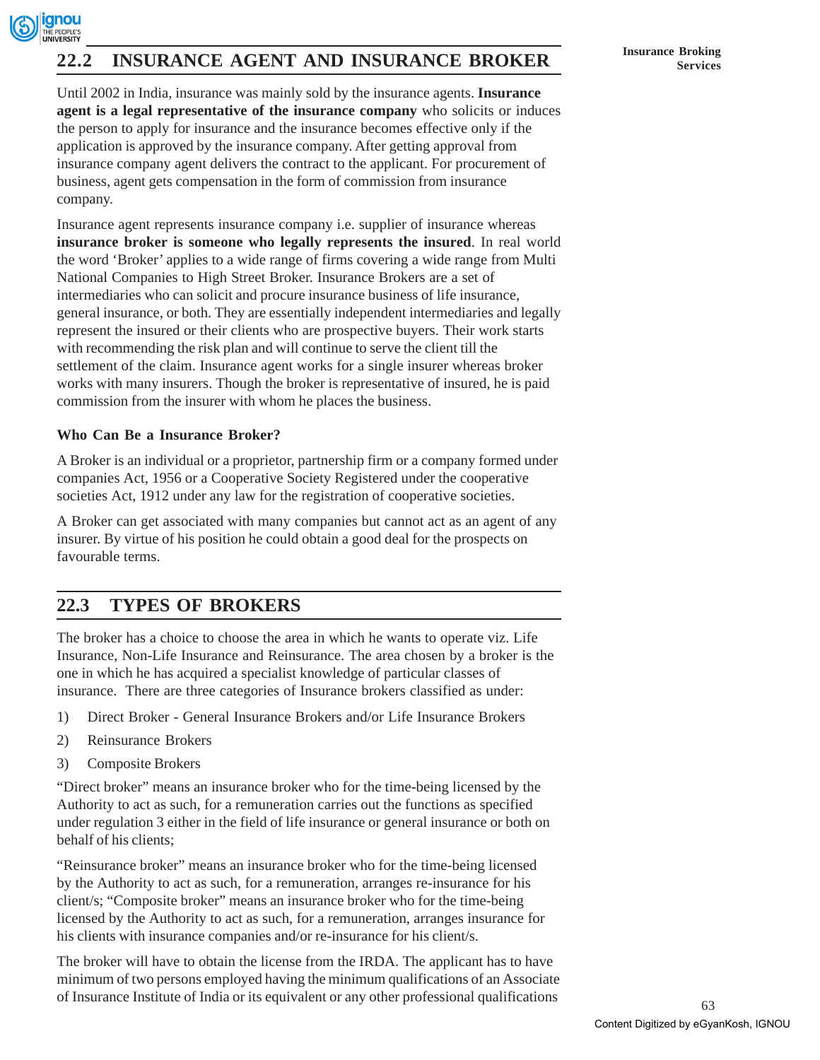## 22.2 INSURANCE AGENT AND INSURANCE BROKER

Until 2002 in India, insurance was mainly sold by the insurance agents. **Insurance agent is a legal representative of the insurance company** who solicits or induces the person to apply for insurance and the insurance becomes effective only if the application is approved by the insurance company. After getting approval from insurance company agent delivers the contract to the applicant. For procurement of business, agent gets compensation in the form of commission from insurance company.

Insurance agent represents insurance company i.e. supplier of insurance whereas **insurance broker is someone who legally represents the insured**. In real world the word 'Broker' applies to a wide range of firms covering a wide range from Multi National Companies to High Street Broker. Insurance Brokers are a set of intermediaries who can solicit and procure insurance business of life insurance, general insurance, or both. They are essentially independent intermediaries and legally represent the insured or their clients who are prospective buyers. Their work starts with recommending the risk plan and will continue to serve the client till the settlement of the claim. Insurance agent works for a single insurer whereas broker works with many insurers. Though the broker is representative of insured, he is paid commission from the insurer with whom he places the business.

### Who Can Be a Insurance Broker?

A Broker is an individual or a proprietor, partnership firm or a company formed under companies Act, 1956 or a Cooperative Society Registered under the cooperative societies Act, 1912 under any law for the registration of cooperative societies.

A Broker can get associated with many companies but cannot act as an agent of any insurer. By virtue of his position he could obtain a good deal for the prospects on favourable terms.

## 22.3 TYPES OF BROKERS

The broker has a choice to choose the area in which he wants to operate viz. Life Insurance, Non-Life Insurance and Reinsurance. The area chosen by a broker is the one in which he has acquired a specialist knowledge of particular classes of insurance. There are three categories of Insurance brokers classified as under:

1) Direct Broker - General Insurance Brokers and/or Life Insurance Brokers
2) Reinsurance Brokers
3) Composite Brokers

"Direct broker" means an insurance broker who for the time-being licensed by the Authority to act as such, for a remuneration carries out the functions as specified under regulation 3 either in the field of life insurance or general insurance or both on behalf of his clients;

"Reinsurance broker" means an insurance broker who for the time-being licensed by the Authority to act as such, for a remuneration, arranges re-insurance for his client/s; "Composite broker" means an insurance broker who for the time-being licensed by the Authority to act as such, for a remuneration, arranges insurance for his clients with insurance companies and/or re-insurance for his client/s.

The broker will have to obtain the license from the IRDA. The applicant has to have minimum of two persons employed having the minimum qualifications of an Associate of Insurance Institute of India or its equivalent or any other professional qualifications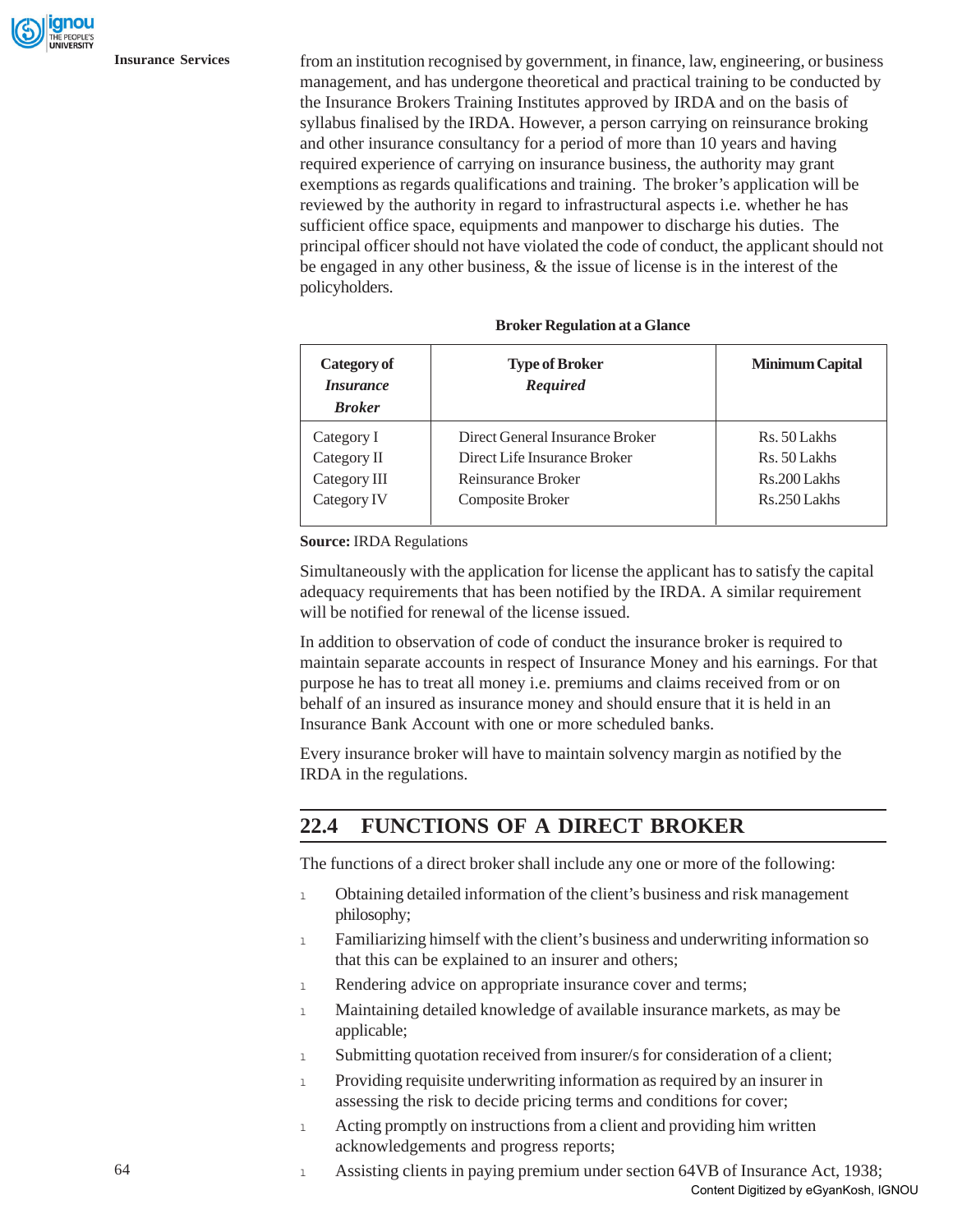from an institution recognised by government, in finance, law, engineering, or business management, and has undergone theoretical and practical training to be conducted by the Insurance Brokers Training Institutes approved by IRDA and on the basis of syllabus finalised by the IRDA. However, a person carrying on reinsurance broking and other insurance consultancy for a period of more than 10 years and having required experience of carrying on insurance business, the authority may grant exemptions as regards qualifications and training. The broker's application will be reviewed by the authority in regard to infrastructural aspects i.e. whether he has sufficient office space, equipments and manpower to discharge his duties. The principal officer should not have violated the code of conduct, the applicant should not be engaged in any other business, & the issue of license is in the interest of the policyholders.

**Broker Regulation at a Glance**

| **Category of *Insurance Broker*** | **Type of Broker *Required*** | **Minimum Capital** |
|---|---|---|
| Category I | Direct General Insurance Broker | Rs. 50 Lakhs |
| Category II | Direct Life Insurance Broker | Rs. 50 Lakhs |
| Category III | Reinsurance Broker | Rs.200 Lakhs |
| Category IV | Composite Broker | Rs.250 Lakhs |

**Source:** IRDA Regulations

Simultaneously with the application for license the applicant has to satisfy the capital adequacy requirements that has been notified by the IRDA. A similar requirement will be notified for renewal of the license issued.

In addition to observation of code of conduct the insurance broker is required to maintain separate accounts in respect of Insurance Money and his earnings. For that purpose he has to treat all money i.e. premiums and claims received from or on behalf of an insured as insurance money and should ensure that it is held in an Insurance Bank Account with one or more scheduled banks.

Every insurance broker will have to maintain solvency margin as notified by the IRDA in the regulations.

## 22.4 FUNCTIONS OF A DIRECT BROKER

The functions of a direct broker shall include any one or more of the following:

- Obtaining detailed information of the client's business and risk management philosophy;
- Familiarizing himself with the client's business and underwriting information so that this can be explained to an insurer and others;
- Rendering advice on appropriate insurance cover and terms;
- Maintaining detailed knowledge of available insurance markets, as may be applicable;
- Submitting quotation received from insurer/s for consideration of a client;
- Providing requisite underwriting information as required by an insurer in assessing the risk to decide pricing terms and conditions for cover;
- Acting promptly on instructions from a client and providing him written acknowledgements and progress reports;
- Assisting clients in paying premium under section 64VB of Insurance Act, 1938;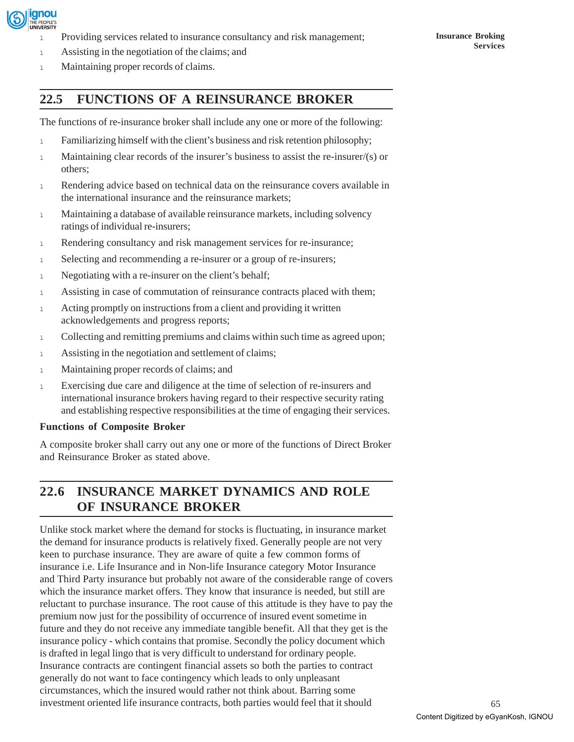- Providing services related to insurance consultancy and risk management;
- Assisting in the negotiation of the claims; and
- Maintaining proper records of claims.

## 22.5 FUNCTIONS OF A REINSURANCE BROKER

The functions of re-insurance broker shall include any one or more of the following:

- Familiarizing himself with the client's business and risk retention philosophy;
- Maintaining clear records of the insurer's business to assist the re-insurer/(s) or others;
- Rendering advice based on technical data on the reinsurance covers available in the international insurance and the reinsurance markets;
- Maintaining a database of available reinsurance markets, including solvency ratings of individual re-insurers;
- Rendering consultancy and risk management services for re-insurance;
- Selecting and recommending a re-insurer or a group of re-insurers;
- Negotiating with a re-insurer on the client's behalf;
- Assisting in case of commutation of reinsurance contracts placed with them;
- Acting promptly on instructions from a client and providing it written acknowledgements and progress reports;
- Collecting and remitting premiums and claims within such time as agreed upon;
- Assisting in the negotiation and settlement of claims;
- Maintaining proper records of claims; and
- Exercising due care and diligence at the time of selection of re-insurers and international insurance brokers having regard to their respective security rating and establishing respective responsibilities at the time of engaging their services.

**Functions of Composite Broker**

A composite broker shall carry out any one or more of the functions of Direct Broker and Reinsurance Broker as stated above.

## 22.6 INSURANCE MARKET DYNAMICS AND ROLE OF INSURANCE BROKER

Unlike stock market where the demand for stocks is fluctuating, in insurance market the demand for insurance products is relatively fixed. Generally people are not very keen to purchase insurance. They are aware of quite a few common forms of insurance i.e. Life Insurance and in Non-life Insurance category Motor Insurance and Third Party insurance but probably not aware of the considerable range of covers which the insurance market offers. They know that insurance is needed, but still are reluctant to purchase insurance. The root cause of this attitude is they have to pay the premium now just for the possibility of occurrence of insured event sometime in future and they do not receive any immediate tangible benefit. All that they get is the insurance policy - which contains that promise. Secondly the policy document which is drafted in legal lingo that is very difficult to understand for ordinary people. Insurance contracts are contingent financial assets so both the parties to contract generally do not want to face contingency which leads to only unpleasant circumstances, which the insured would rather not think about. Barring some investment oriented life insurance contracts, both parties would feel that it should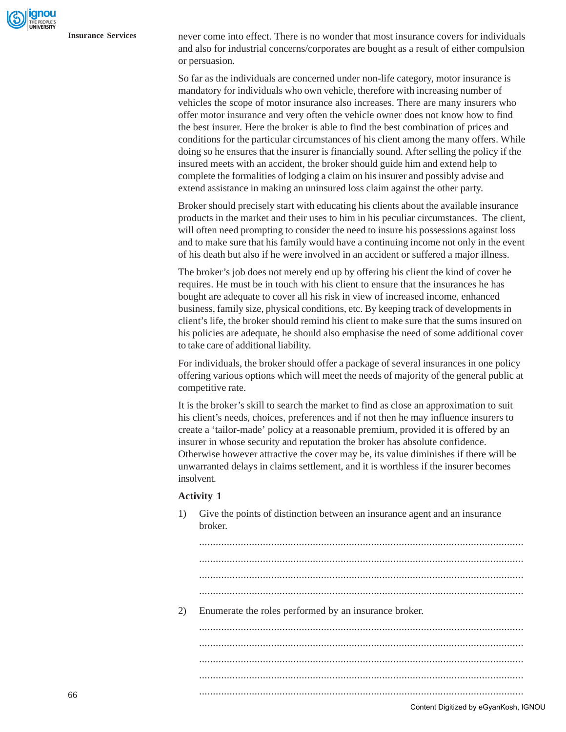never come into effect. There is no wonder that most insurance covers for individuals and also for industrial concerns/corporates are bought as a result of either compulsion or persuasion.

So far as the individuals are concerned under non-life category, motor insurance is mandatory for individuals who own vehicle, therefore with increasing number of vehicles the scope of motor insurance also increases. There are many insurers who offer motor insurance and very often the vehicle owner does not know how to find the best insurer. Here the broker is able to find the best combination of prices and conditions for the particular circumstances of his client among the many offers. While doing so he ensures that the insurer is financially sound. After selling the policy if the insured meets with an accident, the broker should guide him and extend help to complete the formalities of lodging a claim on his insurer and possibly advise and extend assistance in making an uninsured loss claim against the other party.

Broker should precisely start with educating his clients about the available insurance products in the market and their uses to him in his peculiar circumstances. The client, will often need prompting to consider the need to insure his possessions against loss and to make sure that his family would have a continuing income not only in the event of his death but also if he were involved in an accident or suffered a major illness.

The broker's job does not merely end up by offering his client the kind of cover he requires. He must be in touch with his client to ensure that the insurances he has bought are adequate to cover all his risk in view of increased income, enhanced business, family size, physical conditions, etc. By keeping track of developments in client's life, the broker should remind his client to make sure that the sums insured on his policies are adequate, he should also emphasise the need of some additional cover to take care of additional liability.

For individuals, the broker should offer a package of several insurances in one policy offering various options which will meet the needs of majority of the general public at competitive rate.

It is the broker's skill to search the market to find as close an approximation to suit his client's needs, choices, preferences and if not then he may influence insurers to create a 'tailor-made' policy at a reasonable premium, provided it is offered by an insurer in whose security and reputation the broker has absolute confidence. Otherwise however attractive the cover may be, its value diminishes if there will be unwarranted delays in claims settlement, and it is worthless if the insurer becomes insolvent.

**Activity 1**

1) Give the points of distinction between an insurance agent and an insurance broker.

.....................................................................................................................

.....................................................................................................................

.....................................................................................................................

.....................................................................................................................

2) Enumerate the roles performed by an insurance broker.

.....................................................................................................................

.....................................................................................................................

.....................................................................................................................

.....................................................................................................................

.....................................................................................................................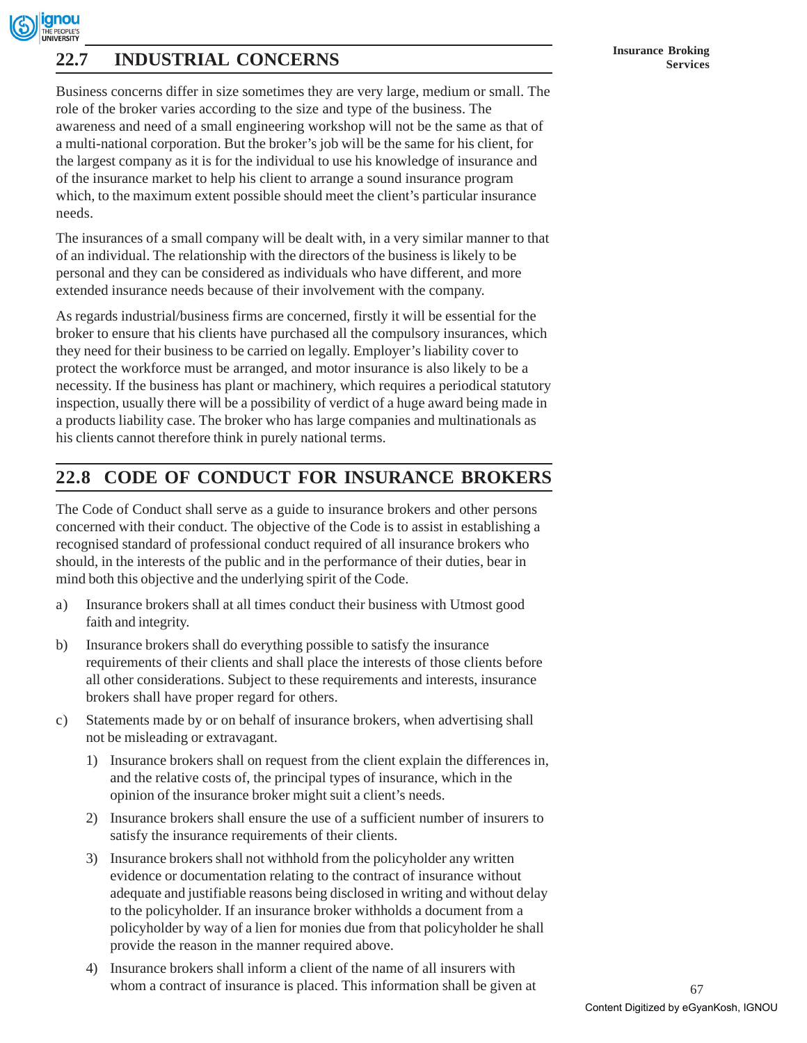## 22.7 INDUSTRIAL CONCERNS

Business concerns differ in size sometimes they are very large, medium or small. The role of the broker varies according to the size and type of the business. The awareness and need of a small engineering workshop will not be the same as that of a multi-national corporation. But the broker's job will be the same for his client, for the largest company as it is for the individual to use his knowledge of insurance and of the insurance market to help his client to arrange a sound insurance program which, to the maximum extent possible should meet the client's particular insurance needs.

The insurances of a small company will be dealt with, in a very similar manner to that of an individual. The relationship with the directors of the business is likely to be personal and they can be considered as individuals who have different, and more extended insurance needs because of their involvement with the company.

As regards industrial/business firms are concerned, firstly it will be essential for the broker to ensure that his clients have purchased all the compulsory insurances, which they need for their business to be carried on legally. Employer's liability cover to protect the workforce must be arranged, and motor insurance is also likely to be a necessity. If the business has plant or machinery, which requires a periodical statutory inspection, usually there will be a possibility of verdict of a huge award being made in a products liability case. The broker who has large companies and multinationals as his clients cannot therefore think in purely national terms.

## 22.8 CODE OF CONDUCT FOR INSURANCE BROKERS

The Code of Conduct shall serve as a guide to insurance brokers and other persons concerned with their conduct. The objective of the Code is to assist in establishing a recognised standard of professional conduct required of all insurance brokers who should, in the interests of the public and in the performance of their duties, bear in mind both this objective and the underlying spirit of the Code.

a) Insurance brokers shall at all times conduct their business with Utmost good faith and integrity.

b) Insurance brokers shall do everything possible to satisfy the insurance requirements of their clients and shall place the interests of those clients before all other considerations. Subject to these requirements and interests, insurance brokers shall have proper regard for others.

c) Statements made by or on behalf of insurance brokers, when advertising shall not be misleading or extravagant.

   1) Insurance brokers shall on request from the client explain the differences in, and the relative costs of, the principal types of insurance, which in the opinion of the insurance broker might suit a client's needs.

   2) Insurance brokers shall ensure the use of a sufficient number of insurers to satisfy the insurance requirements of their clients.

   3) Insurance brokers shall not withhold from the policyholder any written evidence or documentation relating to the contract of insurance without adequate and justifiable reasons being disclosed in writing and without delay to the policyholder. If an insurance broker withholds a document from a policyholder by way of a lien for monies due from that policyholder he shall provide the reason in the manner required above.

   4) Insurance brokers shall inform a client of the name of all insurers with whom a contract of insurance is placed. This information shall be given at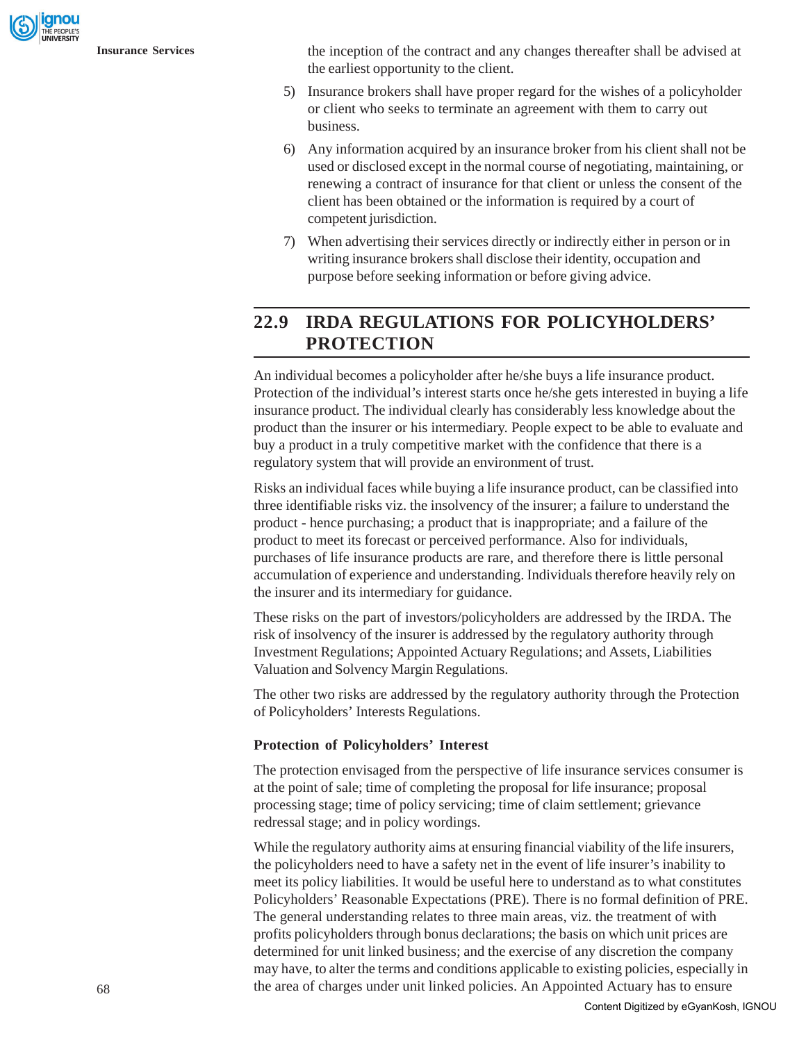the inception of the contract and any changes thereafter shall be advised at the earliest opportunity to the client.

5) Insurance brokers shall have proper regard for the wishes of a policyholder or client who seeks to terminate an agreement with them to carry out business.

6) Any information acquired by an insurance broker from his client shall not be used or disclosed except in the normal course of negotiating, maintaining, or renewing a contract of insurance for that client or unless the consent of the client has been obtained or the information is required by a court of competent jurisdiction.

7) When advertising their services directly or indirectly either in person or in writing insurance brokers shall disclose their identity, occupation and purpose before seeking information or before giving advice.

## 22.9 IRDA REGULATIONS FOR POLICYHOLDERS' PROTECTION

An individual becomes a policyholder after he/she buys a life insurance product. Protection of the individual's interest starts once he/she gets interested in buying a life insurance product. The individual clearly has considerably less knowledge about the product than the insurer or his intermediary. People expect to be able to evaluate and buy a product in a truly competitive market with the confidence that there is a regulatory system that will provide an environment of trust.

Risks an individual faces while buying a life insurance product, can be classified into three identifiable risks viz. the insolvency of the insurer; a failure to understand the product - hence purchasing; a product that is inappropriate; and a failure of the product to meet its forecast or perceived performance. Also for individuals, purchases of life insurance products are rare, and therefore there is little personal accumulation of experience and understanding. Individuals therefore heavily rely on the insurer and its intermediary for guidance.

These risks on the part of investors/policyholders are addressed by the IRDA. The risk of insolvency of the insurer is addressed by the regulatory authority through Investment Regulations; Appointed Actuary Regulations; and Assets, Liabilities Valuation and Solvency Margin Regulations.

The other two risks are addressed by the regulatory authority through the Protection of Policyholders' Interests Regulations.

**Protection of Policyholders' Interest**

The protection envisaged from the perspective of life insurance services consumer is at the point of sale; time of completing the proposal for life insurance; proposal processing stage; time of policy servicing; time of claim settlement; grievance redressal stage; and in policy wordings.

While the regulatory authority aims at ensuring financial viability of the life insurers, the policyholders need to have a safety net in the event of life insurer's inability to meet its policy liabilities. It would be useful here to understand as to what constitutes Policyholders' Reasonable Expectations (PRE). There is no formal definition of PRE. The general understanding relates to three main areas, viz. the treatment of with profits policyholders through bonus declarations; the basis on which unit prices are determined for unit linked business; and the exercise of any discretion the company may have, to alter the terms and conditions applicable to existing policies, especially in the area of charges under unit linked policies. An Appointed Actuary has to ensure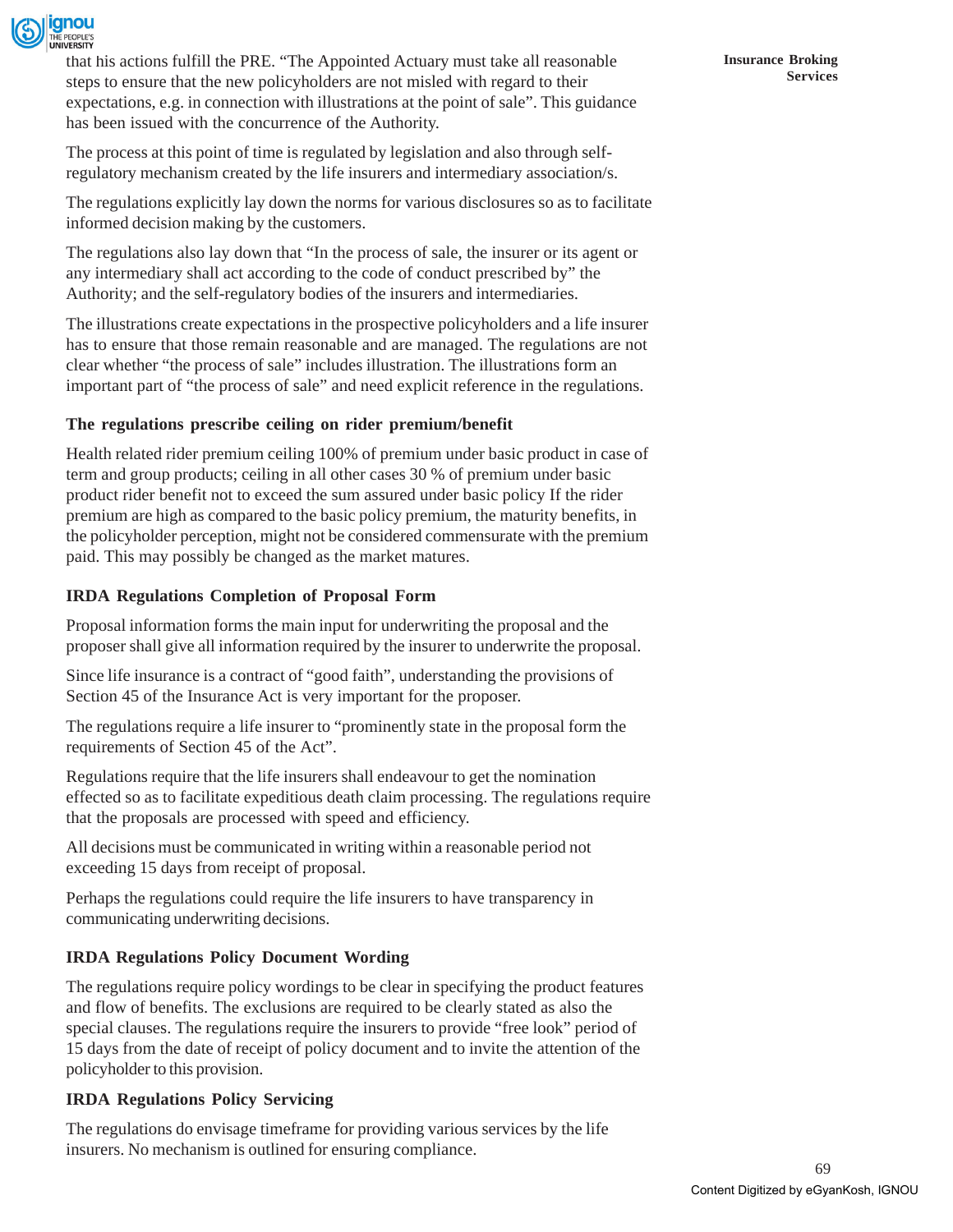that his actions fulfill the PRE. "The Appointed Actuary must take all reasonable steps to ensure that the new policyholders are not misled with regard to their expectations, e.g. in connection with illustrations at the point of sale". This guidance has been issued with the concurrence of the Authority.

The process at this point of time is regulated by legislation and also through self-regulatory mechanism created by the life insurers and intermediary association/s.

The regulations explicitly lay down the norms for various disclosures so as to facilitate informed decision making by the customers.

The regulations also lay down that "In the process of sale, the insurer or its agent or any intermediary shall act according to the code of conduct prescribed by" the Authority; and the self-regulatory bodies of the insurers and intermediaries.

The illustrations create expectations in the prospective policyholders and a life insurer has to ensure that those remain reasonable and are managed. The regulations are not clear whether "the process of sale" includes illustration. The illustrations form an important part of "the process of sale" and need explicit reference in the regulations.

**The regulations prescribe ceiling on rider premium/benefit**

Health related rider premium ceiling 100% of premium under basic product in case of term and group products; ceiling in all other cases 30 % of premium under basic product rider benefit not to exceed the sum assured under basic policy If the rider premium are high as compared to the basic policy premium, the maturity benefits, in the policyholder perception, might not be considered commensurate with the premium paid. This may possibly be changed as the market matures.

**IRDA Regulations Completion of Proposal Form**

Proposal information forms the main input for underwriting the proposal and the proposer shall give all information required by the insurer to underwrite the proposal.

Since life insurance is a contract of "good faith", understanding the provisions of Section 45 of the Insurance Act is very important for the proposer.

The regulations require a life insurer to "prominently state in the proposal form the requirements of Section 45 of the Act".

Regulations require that the life insurers shall endeavour to get the nomination effected so as to facilitate expeditious death claim processing. The regulations require that the proposals are processed with speed and efficiency.

All decisions must be communicated in writing within a reasonable period not exceeding 15 days from receipt of proposal.

Perhaps the regulations could require the life insurers to have transparency in communicating underwriting decisions.

**IRDA Regulations Policy Document Wording**

The regulations require policy wordings to be clear in specifying the product features and flow of benefits. The exclusions are required to be clearly stated as also the special clauses. The regulations require the insurers to provide "free look" period of 15 days from the date of receipt of policy document and to invite the attention of the policyholder to this provision.

**IRDA Regulations Policy Servicing**

The regulations do envisage timeframe for providing various services by the life insurers. No mechanism is outlined for ensuring compliance.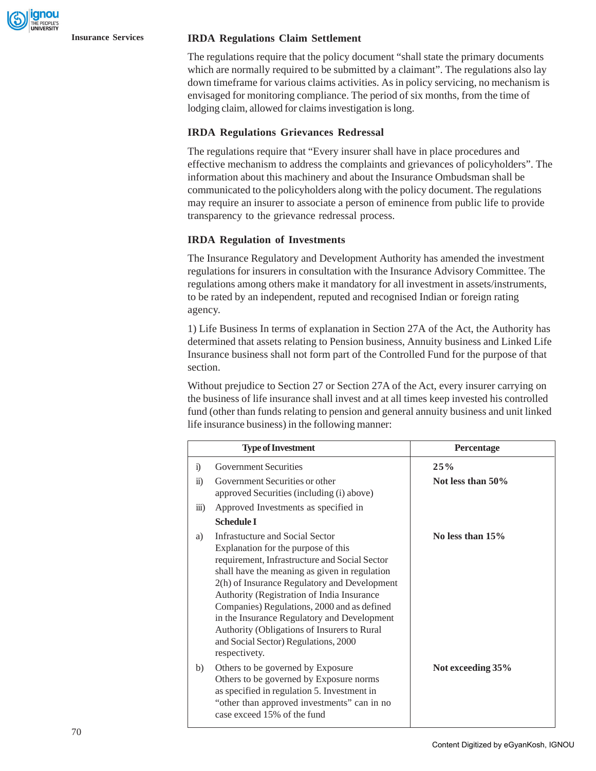### IRDA Regulations Claim Settlement

The regulations require that the policy document "shall state the primary documents which are normally required to be submitted by a claimant". The regulations also lay down timeframe for various claims activities. As in policy servicing, no mechanism is envisaged for monitoring compliance. The period of six months, from the time of lodging claim, allowed for claims investigation is long.

### IRDA Regulations Grievances Redressal

The regulations require that "Every insurer shall have in place procedures and effective mechanism to address the complaints and grievances of policyholders". The information about this machinery and about the Insurance Ombudsman shall be communicated to the policyholders along with the policy document. The regulations may require an insurer to associate a person of eminence from public life to provide transparency to the grievance redressal process.

### IRDA Regulation of Investments

The Insurance Regulatory and Development Authority has amended the investment regulations for insurers in consultation with the Insurance Advisory Committee. The regulations among others make it mandatory for all investment in assets/instruments, to be rated by an independent, reputed and recognised Indian or foreign rating agency.

1) Life Business In terms of explanation in Section 27A of the Act, the Authority has determined that assets relating to Pension business, Annuity business and Linked Life Insurance business shall not form part of the Controlled Fund for the purpose of that section.

Without prejudice to Section 27 or Section 27A of the Act, every insurer carrying on the business of life insurance shall invest and at all times keep invested his controlled fund (other than funds relating to pension and general annuity business and unit linked life insurance business) in the following manner:

| | Type of Investment | Percentage |
|---|---|---|
| i) | Government Securities | **25%** |
| ii) | Government Securities or other approved Securities (including (i) above) | **Not less than 50%** |
| iii) | Approved Investments as specified in **Schedule I** | |
| a) | Infrastucture and Social Sector Explanation for the purpose of this requirement, Infrastructure and Social Sector shall have the meaning as given in regulation 2(h) of Insurance Regulatory and Development Authority (Registration of India Insurance Companies) Regulations, 2000 and as defined in the Insurance Regulatory and Development Authority (Obligations of Insurers to Rural and Social Sector) Regulations, 2000 respectivety. | **No less than 15%** |
| b) | Others to be governed by Exposure Others to be governed by Exposure norms as specified in regulation 5. Investment in "other than approved investments" can in no case exceed 15% of the fund | **Not exceeding 35%** |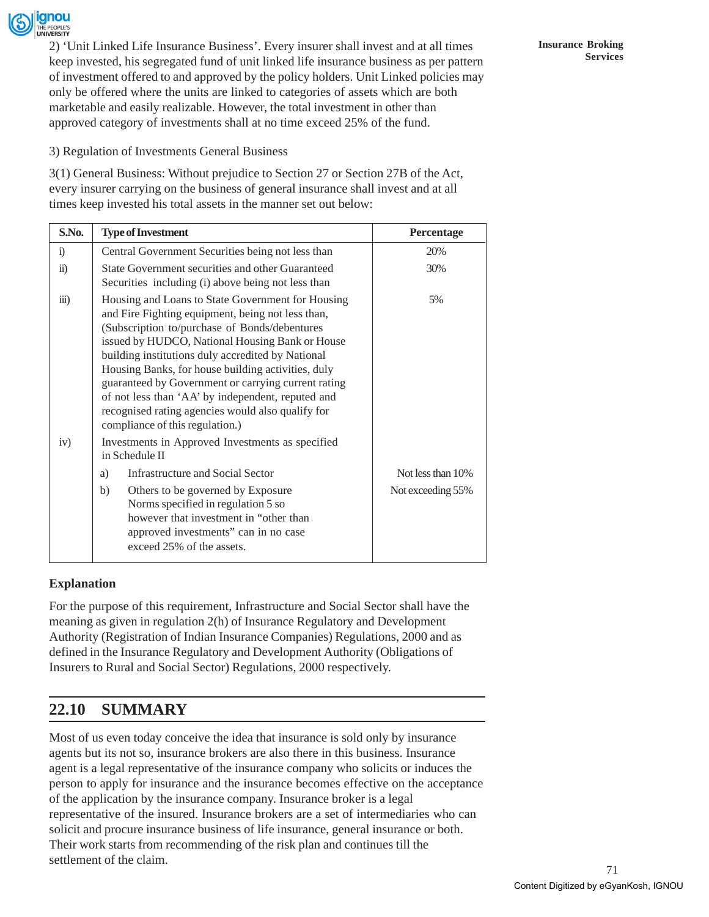2) 'Unit Linked Life Insurance Business'. Every insurer shall invest and at all times keep invested, his segregated fund of unit linked life insurance business as per pattern of investment offered to and approved by the policy holders. Unit Linked policies may only be offered where the units are linked to categories of assets which are both marketable and easily realizable. However, the total investment in other than approved category of investments shall at no time exceed 25% of the fund.

3) Regulation of Investments General Business

3(1) General Business: Without prejudice to Section 27 or Section 27B of the Act, every insurer carrying on the business of general insurance shall invest and at all times keep invested his total assets in the manner set out below:

| S.No. | Type of Investment | Percentage |
|---|---|---|
| i) | Central Government Securities being not less than | 20% |
| ii) | State Government securities and other Guaranteed Securities including (i) above being not less than | 30% |
| iii) | Housing and Loans to State Government for Housing and Fire Fighting equipment, being not less than, (Subscription to/purchase of Bonds/debentures issued by HUDCO, National Housing Bank or House building institutions duly accredited by National Housing Banks, for house building activities, duly guaranteed by Government or carrying current rating of not less than 'AA' by independent, reputed and recognised rating agencies would also qualify for compliance of this regulation.) | 5% |
| iv) | Investments in Approved Investments as specified in Schedule II | |
| | a) Infrastructure and Social Sector | Not less than 10% |
| | b) Others to be governed by Exposure Norms specified in regulation 5 so however that investment in "other than approved investments" can in no case exceed 25% of the assets. | Not exceeding 55% |

**Explanation**

For the purpose of this requirement, Infrastructure and Social Sector shall have the meaning as given in regulation 2(h) of Insurance Regulatory and Development Authority (Registration of Indian Insurance Companies) Regulations, 2000 and as defined in the Insurance Regulatory and Development Authority (Obligations of Insurers to Rural and Social Sector) Regulations, 2000 respectively.

## 22.10 SUMMARY

Most of us even today conceive the idea that insurance is sold only by insurance agents but its not so, insurance brokers are also there in this business. Insurance agent is a legal representative of the insurance company who solicits or induces the person to apply for insurance and the insurance becomes effective on the acceptance of the application by the insurance company. Insurance broker is a legal representative of the insured. Insurance brokers are a set of intermediaries who can solicit and procure insurance business of life insurance, general insurance or both. Their work starts from recommending of the risk plan and continues till the settlement of the claim.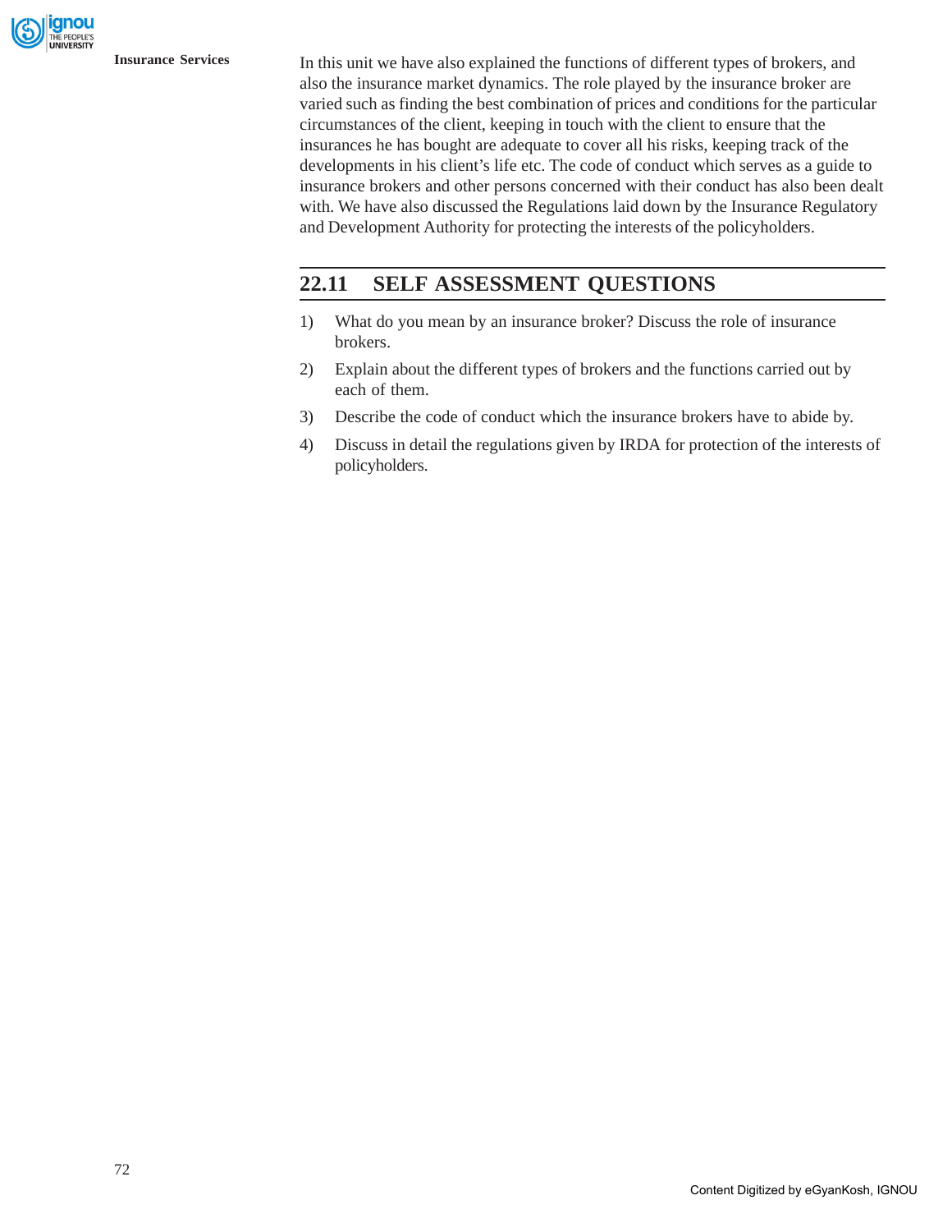In this unit we have also explained the functions of different types of brokers, and also the insurance market dynamics. The role played by the insurance broker are varied such as finding the best combination of prices and conditions for the particular circumstances of the client, keeping in touch with the client to ensure that the insurances he has bought are adequate to cover all his risks, keeping track of the developments in his client's life etc. The code of conduct which serves as a guide to insurance brokers and other persons concerned with their conduct has also been dealt with. We have also discussed the Regulations laid down by the Insurance Regulatory and Development Authority for protecting the interests of the policyholders.

## 22.11 SELF ASSESSMENT QUESTIONS

1) What do you mean by an insurance broker? Discuss the role of insurance brokers.
2) Explain about the different types of brokers and the functions carried out by each of them.
3) Describe the code of conduct which the insurance brokers have to abide by.
4) Discuss in detail the regulations given by IRDA for protection of the interests of policyholders.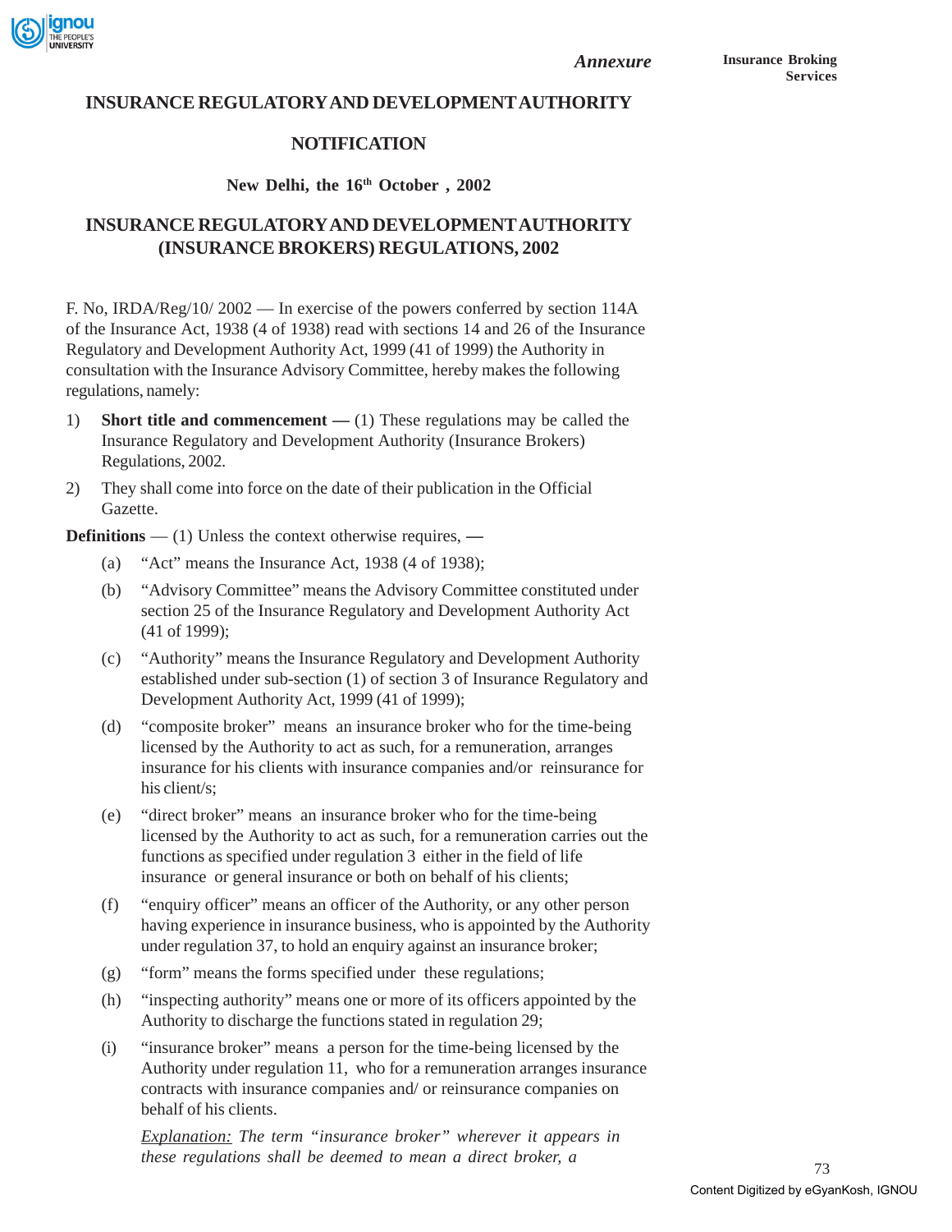# INSURANCE REGULATORY AND DEVELOPMENT AUTHORITY

## NOTIFICATION

**New Delhi, the 16th October , 2002**

## INSURANCE REGULATORY AND DEVELOPMENT AUTHORITY (INSURANCE BROKERS) REGULATIONS, 2002

F. No, IRDA/Reg/10/ 2002 — In exercise of the powers conferred by section 114A of the Insurance Act, 1938 (4 of 1938) read with sections 14 and 26 of the Insurance Regulatory and Development Authority Act, 1999 (41 of 1999) the Authority in consultation with the Insurance Advisory Committee, hereby makes the following regulations, namely:

1) **Short title and commencement —** (1) These regulations may be called the Insurance Regulatory and Development Authority (Insurance Brokers) Regulations, 2002.

2) They shall come into force on the date of their publication in the Official Gazette.

**Definitions** — (1) Unless the context otherwise requires, **—**

(a) "Act" means the Insurance Act, 1938 (4 of 1938);

(b) "Advisory Committee" means the Advisory Committee constituted under section 25 of the Insurance Regulatory and Development Authority Act (41 of 1999);

(c) "Authority" means the Insurance Regulatory and Development Authority established under sub-section (1) of section 3 of Insurance Regulatory and Development Authority Act, 1999 (41 of 1999);

(d) "composite broker" means an insurance broker who for the time-being licensed by the Authority to act as such, for a remuneration, arranges insurance for his clients with insurance companies and/or reinsurance for his client/s;

(e) "direct broker" means an insurance broker who for the time-being licensed by the Authority to act as such, for a remuneration carries out the functions as specified under regulation 3 either in the field of life insurance or general insurance or both on behalf of his clients;

(f) "enquiry officer" means an officer of the Authority, or any other person having experience in insurance business, who is appointed by the Authority under regulation 37, to hold an enquiry against an insurance broker;

(g) "form" means the forms specified under these regulations;

(h) "inspecting authority" means one or more of its officers appointed by the Authority to discharge the functions stated in regulation 29;

(i) "insurance broker" means a person for the time-being licensed by the Authority under regulation 11, who for a remuneration arranges insurance contracts with insurance companies and/ or reinsurance companies on behalf of his clients.

*<u>Explanation:</u> The term "insurance broker" wherever it appears in these regulations shall be deemed to mean a direct broker, a*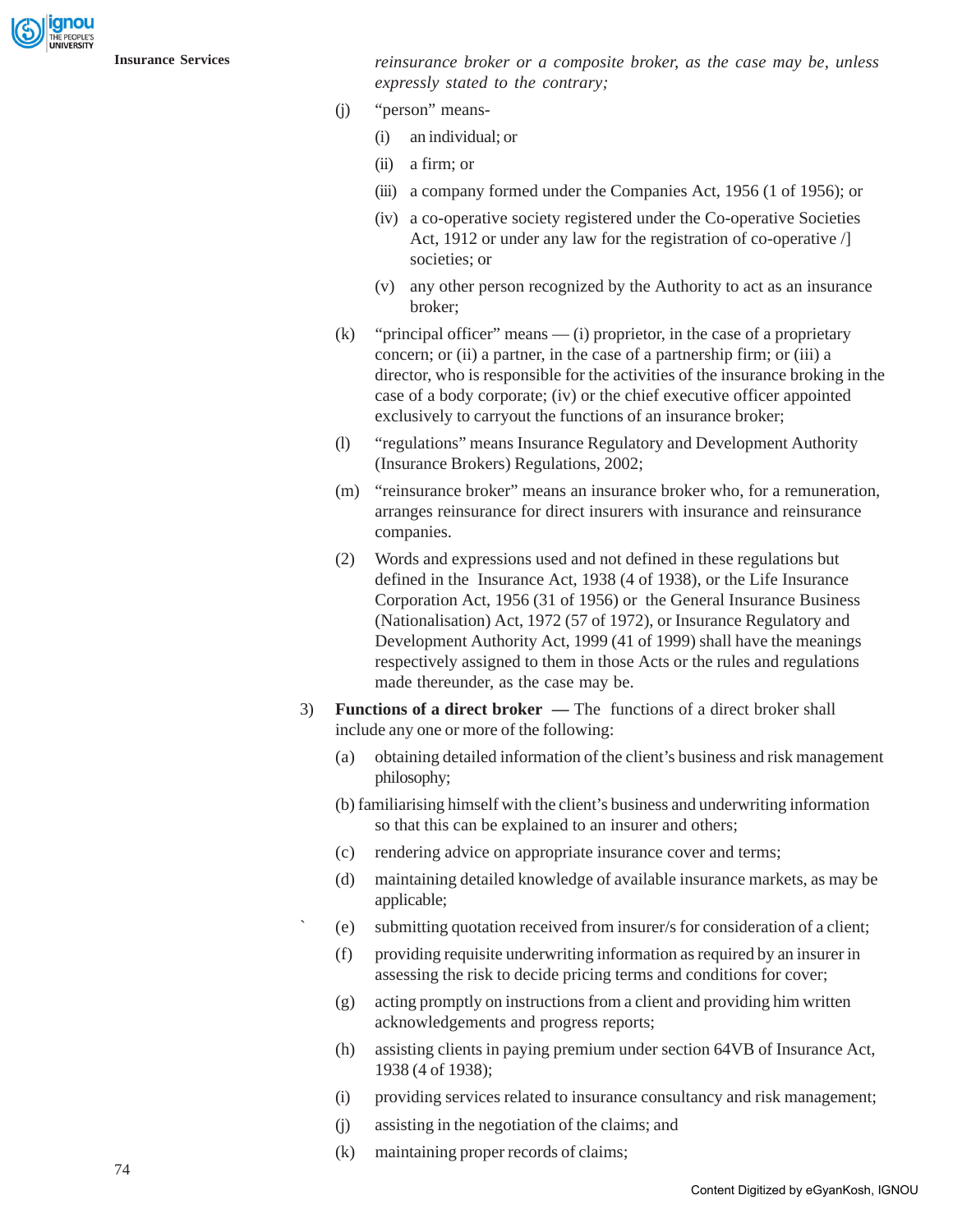*reinsurance broker or a composite broker, as the case may be, unless expressly stated to the contrary;*

(j) "person" means-

(i) an individual; or

(ii) a firm; or

(iii) a company formed under the Companies Act, 1956 (1 of 1956); or

(iv) a co-operative society registered under the Co-operative Societies Act, 1912 or under any law for the registration of co-operative /] societies; or

(v) any other person recognized by the Authority to act as an insurance broker;

(k) "principal officer" means — (i) proprietor, in the case of a proprietary concern; or (ii) a partner, in the case of a partnership firm; or (iii) a director, who is responsible for the activities of the insurance broking in the case of a body corporate; (iv) or the chief executive officer appointed exclusively to carryout the functions of an insurance broker;

(l) "regulations" means Insurance Regulatory and Development Authority (Insurance Brokers) Regulations, 2002;

(m) "reinsurance broker" means an insurance broker who, for a remuneration, arranges reinsurance for direct insurers with insurance and reinsurance companies.

(2) Words and expressions used and not defined in these regulations but defined in the Insurance Act, 1938 (4 of 1938), or the Life Insurance Corporation Act, 1956 (31 of 1956) or the General Insurance Business (Nationalisation) Act, 1972 (57 of 1972), or Insurance Regulatory and Development Authority Act, 1999 (41 of 1999) shall have the meanings respectively assigned to them in those Acts or the rules and regulations made thereunder, as the case may be.

3) **Functions of a direct broker —** The functions of a direct broker shall include any one or more of the following:

(a) obtaining detailed information of the client's business and risk management philosophy;

(b) familiarising himself with the client's business and underwriting information so that this can be explained to an insurer and others;

(c) rendering advice on appropriate insurance cover and terms;

(d) maintaining detailed knowledge of available insurance markets, as may be applicable;

(e) submitting quotation received from insurer/s for consideration of a client;

(f) providing requisite underwriting information as required by an insurer in assessing the risk to decide pricing terms and conditions for cover;

(g) acting promptly on instructions from a client and providing him written acknowledgements and progress reports;

(h) assisting clients in paying premium under section 64VB of Insurance Act, 1938 (4 of 1938);

(i) providing services related to insurance consultancy and risk management;

(j) assisting in the negotiation of the claims; and

(k) maintaining proper records of claims;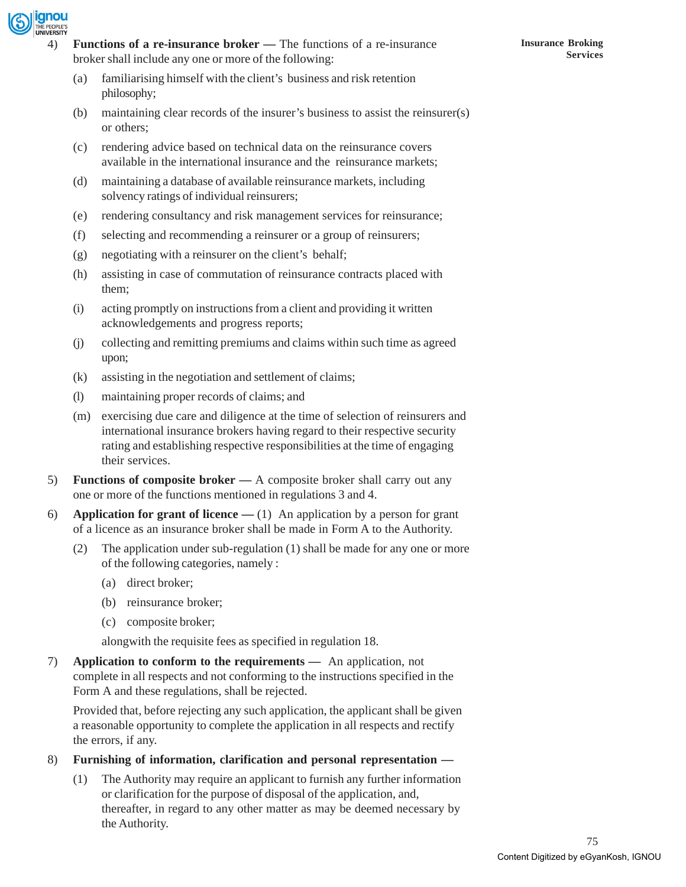4) **Functions of a re-insurance broker —** The functions of a re-insurance broker shall include any one or more of the following:

   (a) familiarising himself with the client's business and risk retention philosophy;

   (b) maintaining clear records of the insurer's business to assist the reinsurer(s) or others;

   (c) rendering advice based on technical data on the reinsurance covers available in the international insurance and the reinsurance markets;

   (d) maintaining a database of available reinsurance markets, including solvency ratings of individual reinsurers;

   (e) rendering consultancy and risk management services for reinsurance;

   (f) selecting and recommending a reinsurer or a group of reinsurers;

   (g) negotiating with a reinsurer on the client's behalf;

   (h) assisting in case of commutation of reinsurance contracts placed with them;

   (i) acting promptly on instructions from a client and providing it written acknowledgements and progress reports;

   (j) collecting and remitting premiums and claims within such time as agreed upon;

   (k) assisting in the negotiation and settlement of claims;

   (l) maintaining proper records of claims; and

   (m) exercising due care and diligence at the time of selection of reinsurers and international insurance brokers having regard to their respective security rating and establishing respective responsibilities at the time of engaging their services.

5) **Functions of composite broker —** A composite broker shall carry out any one or more of the functions mentioned in regulations 3 and 4.

6) **Application for grant of licence —** (1) An application by a person for grant of a licence as an insurance broker shall be made in Form A to the Authority.

   (2) The application under sub-regulation (1) shall be made for any one or more of the following categories, namely :

   (a) direct broker;

   (b) reinsurance broker;

   (c) composite broker;

   alongwith the requisite fees as specified in regulation 18.

7) **Application to conform to the requirements —** An application, not complete in all respects and not conforming to the instructions specified in the Form A and these regulations, shall be rejected.

   Provided that, before rejecting any such application, the applicant shall be given a reasonable opportunity to complete the application in all respects and rectify the errors, if any.

8) **Furnishing of information, clarification and personal representation —**

   (1) The Authority may require an applicant to furnish any further information or clarification for the purpose of disposal of the application, and, thereafter, in regard to any other matter as may be deemed necessary by the Authority.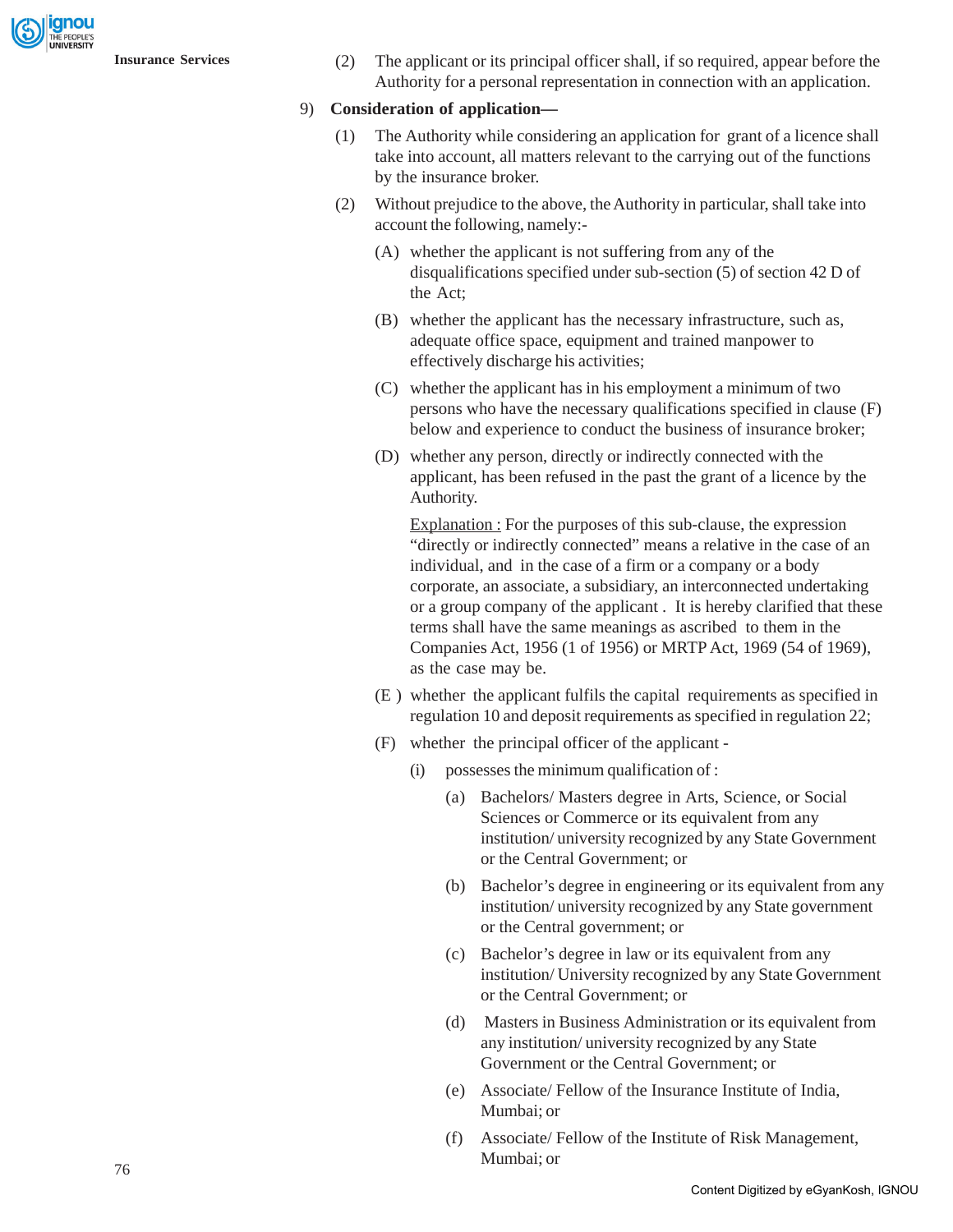(2) The applicant or its principal officer shall, if so required, appear before the Authority for a personal representation in connection with an application.

9) **Consideration of application—**

(1) The Authority while considering an application for grant of a licence shall take into account, all matters relevant to the carrying out of the functions by the insurance broker.

(2) Without prejudice to the above, the Authority in particular, shall take into account the following, namely:-

(A) whether the applicant is not suffering from any of the disqualifications specified under sub-section (5) of section 42 D of the Act;

(B) whether the applicant has the necessary infrastructure, such as, adequate office space, equipment and trained manpower to effectively discharge his activities;

(C) whether the applicant has in his employment a minimum of two persons who have the necessary qualifications specified in clause (F) below and experience to conduct the business of insurance broker;

(D) whether any person, directly or indirectly connected with the applicant, has been refused in the past the grant of a licence by the Authority.

Explanation : For the purposes of this sub-clause, the expression "directly or indirectly connected" means a relative in the case of an individual, and in the case of a firm or a company or a body corporate, an associate, a subsidiary, an interconnected undertaking or a group company of the applicant . It is hereby clarified that these terms shall have the same meanings as ascribed to them in the Companies Act, 1956 (1 of 1956) or MRTP Act, 1969 (54 of 1969), as the case may be.

(E ) whether the applicant fulfils the capital requirements as specified in regulation 10 and deposit requirements as specified in regulation 22;

(F) whether the principal officer of the applicant -

(i) possesses the minimum qualification of :

(a) Bachelors/ Masters degree in Arts, Science, or Social Sciences or Commerce or its equivalent from any institution/ university recognized by any State Government or the Central Government; or

(b) Bachelor's degree in engineering or its equivalent from any institution/ university recognized by any State government or the Central government; or

(c) Bachelor's degree in law or its equivalent from any institution/ University recognized by any State Government or the Central Government; or

(d) Masters in Business Administration or its equivalent from any institution/ university recognized by any State Government or the Central Government; or

(e) Associate/ Fellow of the Insurance Institute of India, Mumbai; or

(f) Associate/ Fellow of the Institute of Risk Management, Mumbai; or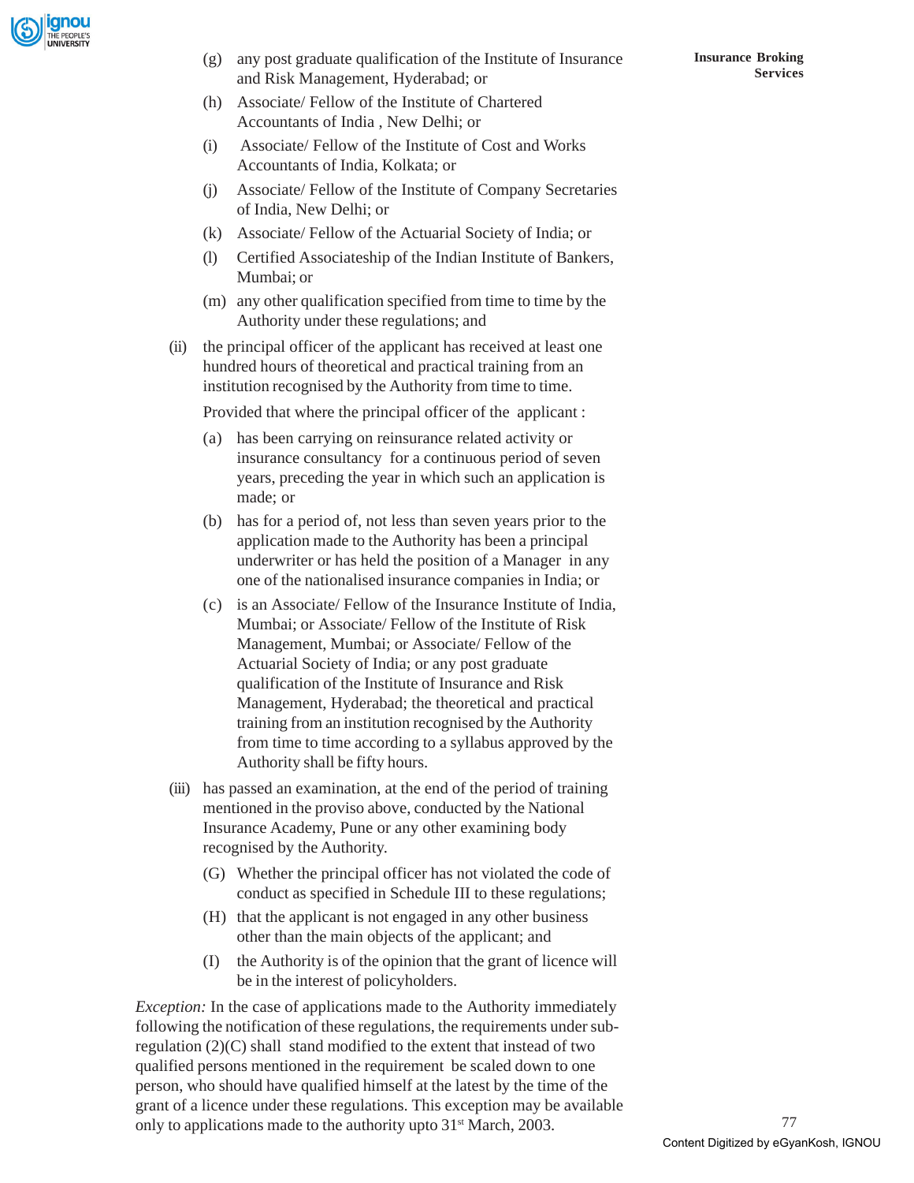(g) any post graduate qualification of the Institute of Insurance and Risk Management, Hyderabad; or

(h) Associate/ Fellow of the Institute of Chartered Accountants of India , New Delhi; or

(i) Associate/ Fellow of the Institute of Cost and Works Accountants of India, Kolkata; or

(j) Associate/ Fellow of the Institute of Company Secretaries of India, New Delhi; or

(k) Associate/ Fellow of the Actuarial Society of India; or

(l) Certified Associateship of the Indian Institute of Bankers, Mumbai; or

(m) any other qualification specified from time to time by the Authority under these regulations; and

(ii) the principal officer of the applicant has received at least one hundred hours of theoretical and practical training from an institution recognised by the Authority from time to time.

Provided that where the principal officer of the applicant :

(a) has been carrying on reinsurance related activity or insurance consultancy for a continuous period of seven years, preceding the year in which such an application is made; or

(b) has for a period of, not less than seven years prior to the application made to the Authority has been a principal underwriter or has held the position of a Manager in any one of the nationalised insurance companies in India; or

(c) is an Associate/ Fellow of the Insurance Institute of India, Mumbai; or Associate/ Fellow of the Institute of Risk Management, Mumbai; or Associate/ Fellow of the Actuarial Society of India; or any post graduate qualification of the Institute of Insurance and Risk Management, Hyderabad; the theoretical and practical training from an institution recognised by the Authority from time to time according to a syllabus approved by the Authority shall be fifty hours.

(iii) has passed an examination, at the end of the period of training mentioned in the proviso above, conducted by the National Insurance Academy, Pune or any other examining body recognised by the Authority.

(G) Whether the principal officer has not violated the code of conduct as specified in Schedule III to these regulations;

(H) that the applicant is not engaged in any other business other than the main objects of the applicant; and

(I) the Authority is of the opinion that the grant of licence will be in the interest of policyholders.

*Exception:* In the case of applications made to the Authority immediately following the notification of these regulations, the requirements under sub-regulation (2)(C) shall stand modified to the extent that instead of two qualified persons mentioned in the requirement be scaled down to one person, who should have qualified himself at the latest by the time of the grant of a licence under these regulations. This exception may be available only to applications made to the authority upto 31st March, 2003.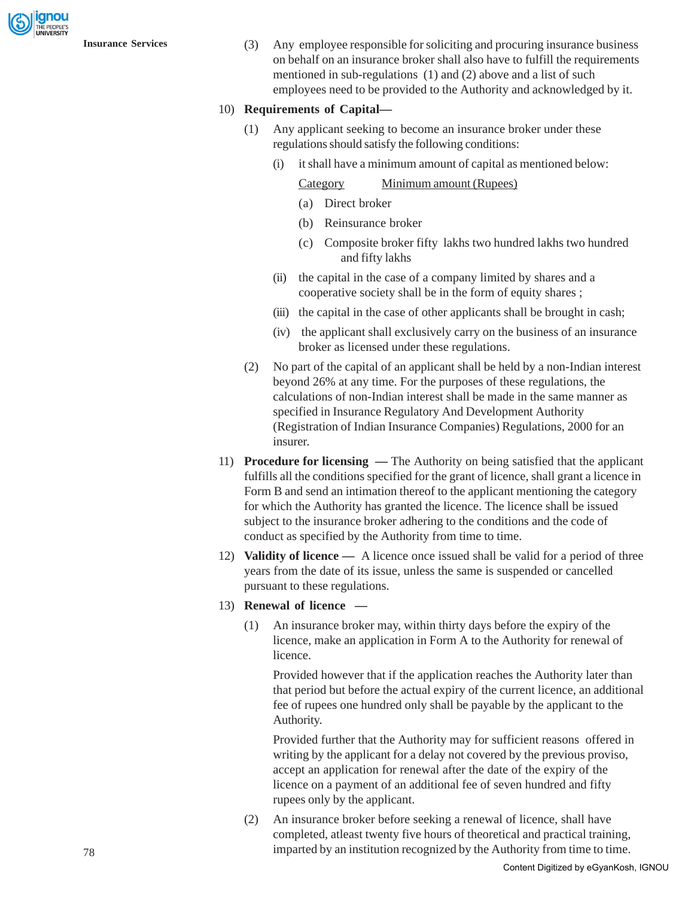(3) Any employee responsible for soliciting and procuring insurance business on behalf on an insurance broker shall also have to fulfill the requirements mentioned in sub-regulations (1) and (2) above and a list of such employees need to be provided to the Authority and acknowledged by it.

10) **Requirements of Capital—**

(1) Any applicant seeking to become an insurance broker under these regulations should satisfy the following conditions:

(i) it shall have a minimum amount of capital as mentioned below:

Category Minimum amount (Rupees)

(a) Direct broker

(b) Reinsurance broker

(c) Composite broker fifty lakhs two hundred lakhs two hundred and fifty lakhs

(ii) the capital in the case of a company limited by shares and a cooperative society shall be in the form of equity shares ;

(iii) the capital in the case of other applicants shall be brought in cash;

(iv) the applicant shall exclusively carry on the business of an insurance broker as licensed under these regulations.

(2) No part of the capital of an applicant shall be held by a non-Indian interest beyond 26% at any time. For the purposes of these regulations, the calculations of non-Indian interest shall be made in the same manner as specified in Insurance Regulatory And Development Authority (Registration of Indian Insurance Companies) Regulations, 2000 for an insurer.

11) **Procedure for licensing —** The Authority on being satisfied that the applicant fulfills all the conditions specified for the grant of licence, shall grant a licence in Form B and send an intimation thereof to the applicant mentioning the category for which the Authority has granted the licence. The licence shall be issued subject to the insurance broker adhering to the conditions and the code of conduct as specified by the Authority from time to time.

12) **Validity of licence —** A licence once issued shall be valid for a period of three years from the date of its issue, unless the same is suspended or cancelled pursuant to these regulations.

13) **Renewal of licence —**

(1) An insurance broker may, within thirty days before the expiry of the licence, make an application in Form A to the Authority for renewal of licence.

Provided however that if the application reaches the Authority later than that period but before the actual expiry of the current licence, an additional fee of rupees one hundred only shall be payable by the applicant to the Authority.

Provided further that the Authority may for sufficient reasons offered in writing by the applicant for a delay not covered by the previous proviso, accept an application for renewal after the date of the expiry of the licence on a payment of an additional fee of seven hundred and fifty rupees only by the applicant.

(2) An insurance broker before seeking a renewal of licence, shall have completed, atleast twenty five hours of theoretical and practical training, imparted by an institution recognized by the Authority from time to time.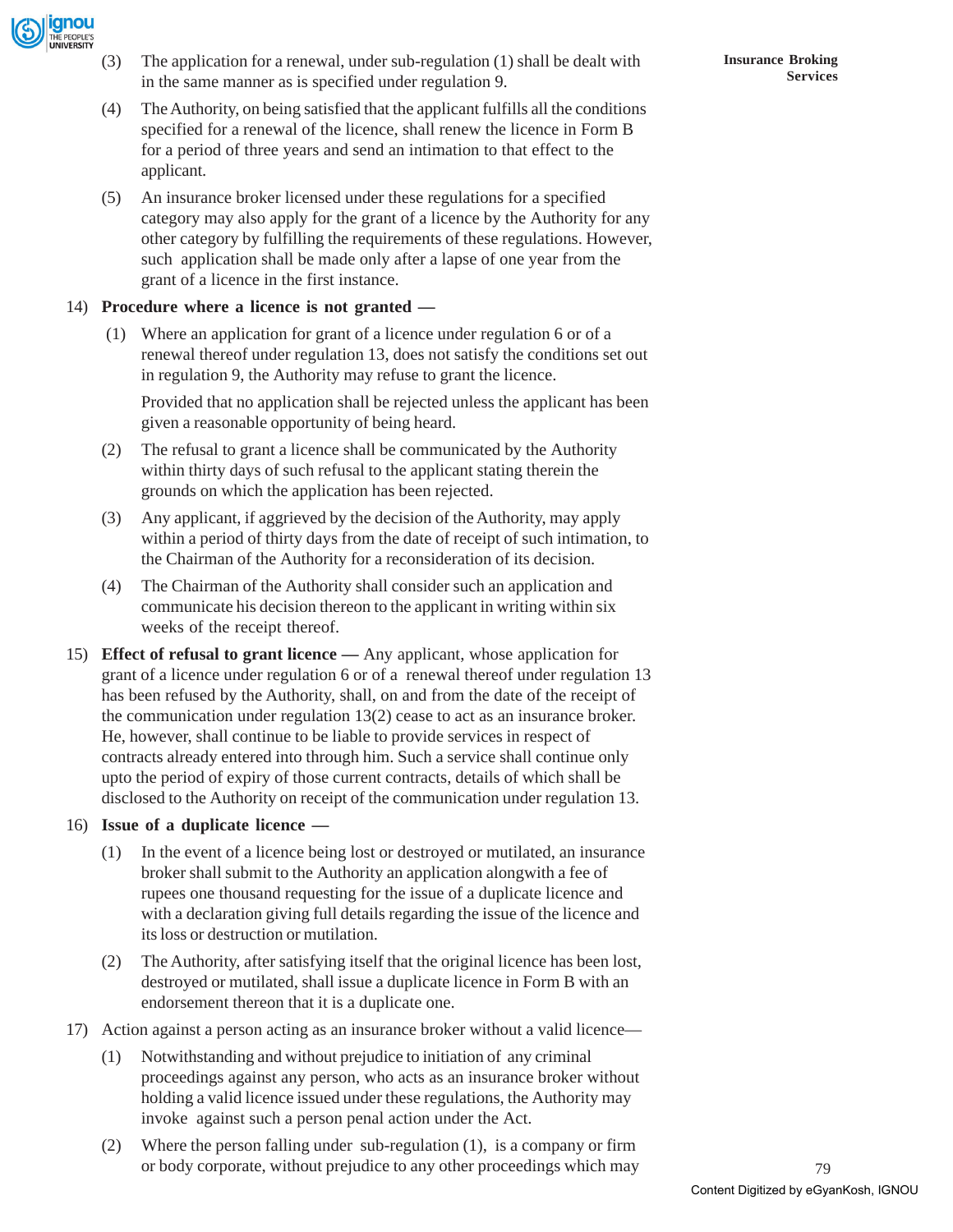(3) The application for a renewal, under sub-regulation (1) shall be dealt with in the same manner as is specified under regulation 9.

(4) The Authority, on being satisfied that the applicant fulfills all the conditions specified for a renewal of the licence, shall renew the licence in Form B for a period of three years and send an intimation to that effect to the applicant.

(5) An insurance broker licensed under these regulations for a specified category may also apply for the grant of a licence by the Authority for any other category by fulfilling the requirements of these regulations. However, such application shall be made only after a lapse of one year from the grant of a licence in the first instance.

14) **Procedure where a licence is not granted —**

(1) Where an application for grant of a licence under regulation 6 or of a renewal thereof under regulation 13, does not satisfy the conditions set out in regulation 9, the Authority may refuse to grant the licence.

Provided that no application shall be rejected unless the applicant has been given a reasonable opportunity of being heard.

(2) The refusal to grant a licence shall be communicated by the Authority within thirty days of such refusal to the applicant stating therein the grounds on which the application has been rejected.

(3) Any applicant, if aggrieved by the decision of the Authority, may apply within a period of thirty days from the date of receipt of such intimation, to the Chairman of the Authority for a reconsideration of its decision.

(4) The Chairman of the Authority shall consider such an application and communicate his decision thereon to the applicant in writing within six weeks of the receipt thereof.

15) **Effect of refusal to grant licence —** Any applicant, whose application for grant of a licence under regulation 6 or of a renewal thereof under regulation 13 has been refused by the Authority, shall, on and from the date of the receipt of the communication under regulation 13(2) cease to act as an insurance broker. He, however, shall continue to be liable to provide services in respect of contracts already entered into through him. Such a service shall continue only upto the period of expiry of those current contracts, details of which shall be disclosed to the Authority on receipt of the communication under regulation 13.

16) **Issue of a duplicate licence —**

(1) In the event of a licence being lost or destroyed or mutilated, an insurance broker shall submit to the Authority an application alongwith a fee of rupees one thousand requesting for the issue of a duplicate licence and with a declaration giving full details regarding the issue of the licence and its loss or destruction or mutilation.

(2) The Authority, after satisfying itself that the original licence has been lost, destroyed or mutilated, shall issue a duplicate licence in Form B with an endorsement thereon that it is a duplicate one.

17) Action against a person acting as an insurance broker without a valid licence—

(1) Notwithstanding and without prejudice to initiation of any criminal proceedings against any person, who acts as an insurance broker without holding a valid licence issued under these regulations, the Authority may invoke against such a person penal action under the Act.

(2) Where the person falling under sub-regulation (1), is a company or firm or body corporate, without prejudice to any other proceedings which may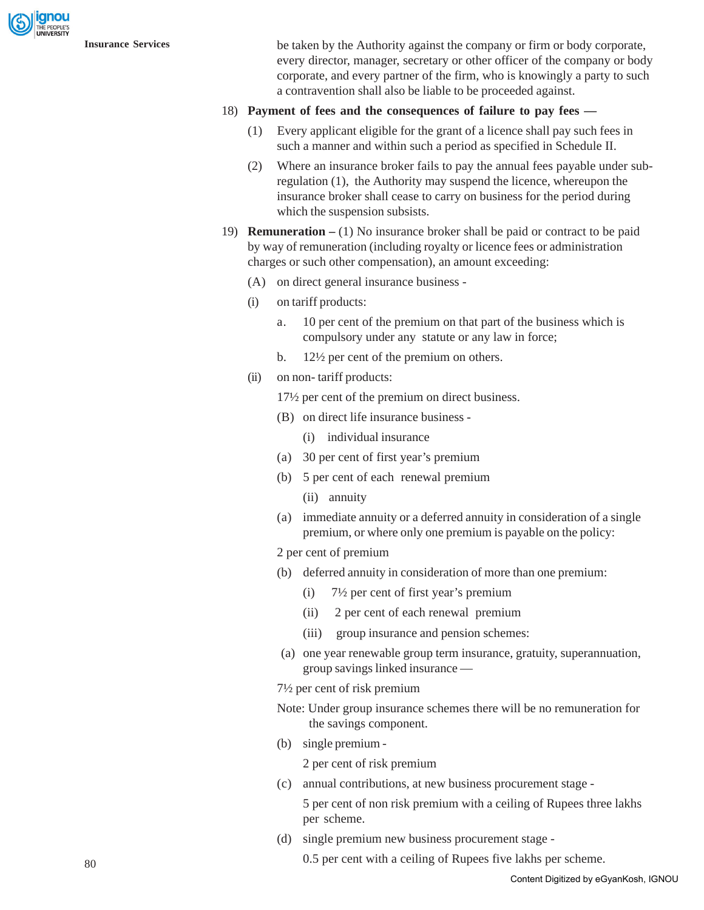be taken by the Authority against the company or firm or body corporate, every director, manager, secretary or other officer of the company or body corporate, and every partner of the firm, who is knowingly a party to such a contravention shall also be liable to be proceeded against.

18) **Payment of fees and the consequences of failure to pay fees —**

   (1) Every applicant eligible for the grant of a licence shall pay such fees in such a manner and within such a period as specified in Schedule II.

   (2) Where an insurance broker fails to pay the annual fees payable under sub-regulation (1), the Authority may suspend the licence, whereupon the insurance broker shall cease to carry on business for the period during which the suspension subsists.

19) **Remuneration –** (1) No insurance broker shall be paid or contract to be paid by way of remuneration (including royalty or licence fees or administration charges or such other compensation), an amount exceeding:

   (A) on direct general insurance business -

   (i) on tariff products:

      a. 10 per cent of the premium on that part of the business which is compulsory under any statute or any law in force;

      b. 12½ per cent of the premium on others.

   (ii) on non- tariff products:

   17½ per cent of the premium on direct business.

   (B) on direct life insurance business -

      (i) individual insurance

   (a) 30 per cent of first year's premium

   (b) 5 per cent of each renewal premium

      (ii) annuity

   (a) immediate annuity or a deferred annuity in consideration of a single premium, or where only one premium is payable on the policy:

   2 per cent of premium

   (b) deferred annuity in consideration of more than one premium:

      (i) 7½ per cent of first year's premium

      (ii) 2 per cent of each renewal premium

      (iii) group insurance and pension schemes:

   (a) one year renewable group term insurance, gratuity, superannuation, group savings linked insurance —

   7½ per cent of risk premium

   Note: Under group insurance schemes there will be no remuneration for the savings component.

   (b) single premium -

   2 per cent of risk premium

   (c) annual contributions, at new business procurement stage -

   5 per cent of non risk premium with a ceiling of Rupees three lakhs per scheme.

   (d) single premium new business procurement stage -

   0.5 per cent with a ceiling of Rupees five lakhs per scheme.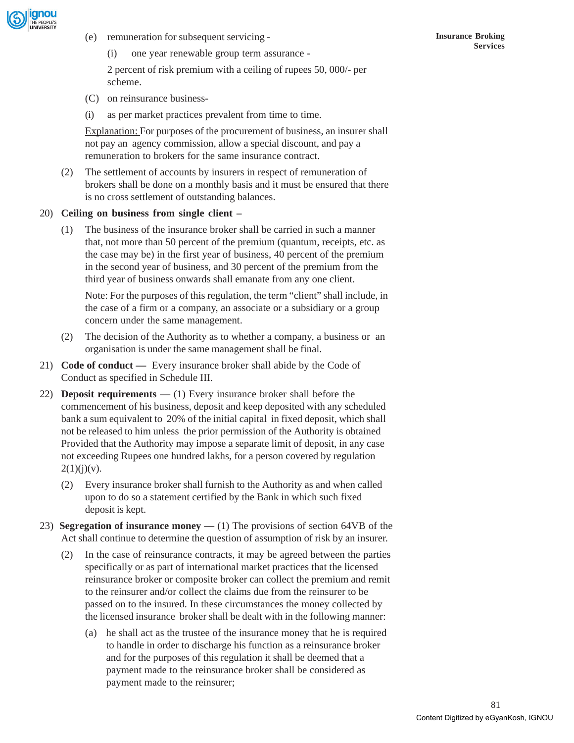(e) remuneration for subsequent servicing -

(i) one year renewable group term assurance -

2 percent of risk premium with a ceiling of rupees 50, 000/- per scheme.

(C) on reinsurance business-

(i) as per market practices prevalent from time to time.

Explanation: For purposes of the procurement of business, an insurer shall not pay an agency commission, allow a special discount, and pay a remuneration to brokers for the same insurance contract.

(2) The settlement of accounts by insurers in respect of remuneration of brokers shall be done on a monthly basis and it must be ensured that there is no cross settlement of outstanding balances.

20) **Ceiling on business from single client –**

(1) The business of the insurance broker shall be carried in such a manner that, not more than 50 percent of the premium (quantum, receipts, etc. as the case may be) in the first year of business, 40 percent of the premium in the second year of business, and 30 percent of the premium from the third year of business onwards shall emanate from any one client.

Note: For the purposes of this regulation, the term "client" shall include, in the case of a firm or a company, an associate or a subsidiary or a group concern under the same management.

(2) The decision of the Authority as to whether a company, a business or an organisation is under the same management shall be final.

21) **Code of conduct —** Every insurance broker shall abide by the Code of Conduct as specified in Schedule III.

22) **Deposit requirements —** (1) Every insurance broker shall before the commencement of his business, deposit and keep deposited with any scheduled bank a sum equivalent to 20% of the initial capital in fixed deposit, which shall not be released to him unless the prior permission of the Authority is obtained Provided that the Authority may impose a separate limit of deposit, in any case not exceeding Rupees one hundred lakhs, for a person covered by regulation 2(1)(j)(v).

(2) Every insurance broker shall furnish to the Authority as and when called upon to do so a statement certified by the Bank in which such fixed deposit is kept.

23) **Segregation of insurance money —** (1) The provisions of section 64VB of the Act shall continue to determine the question of assumption of risk by an insurer.

(2) In the case of reinsurance contracts, it may be agreed between the parties specifically or as part of international market practices that the licensed reinsurance broker or composite broker can collect the premium and remit to the reinsurer and/or collect the claims due from the reinsurer to be passed on to the insured. In these circumstances the money collected by the licensed insurance broker shall be dealt with in the following manner:

(a) he shall act as the trustee of the insurance money that he is required to handle in order to discharge his function as a reinsurance broker and for the purposes of this regulation it shall be deemed that a payment made to the reinsurance broker shall be considered as payment made to the reinsurer;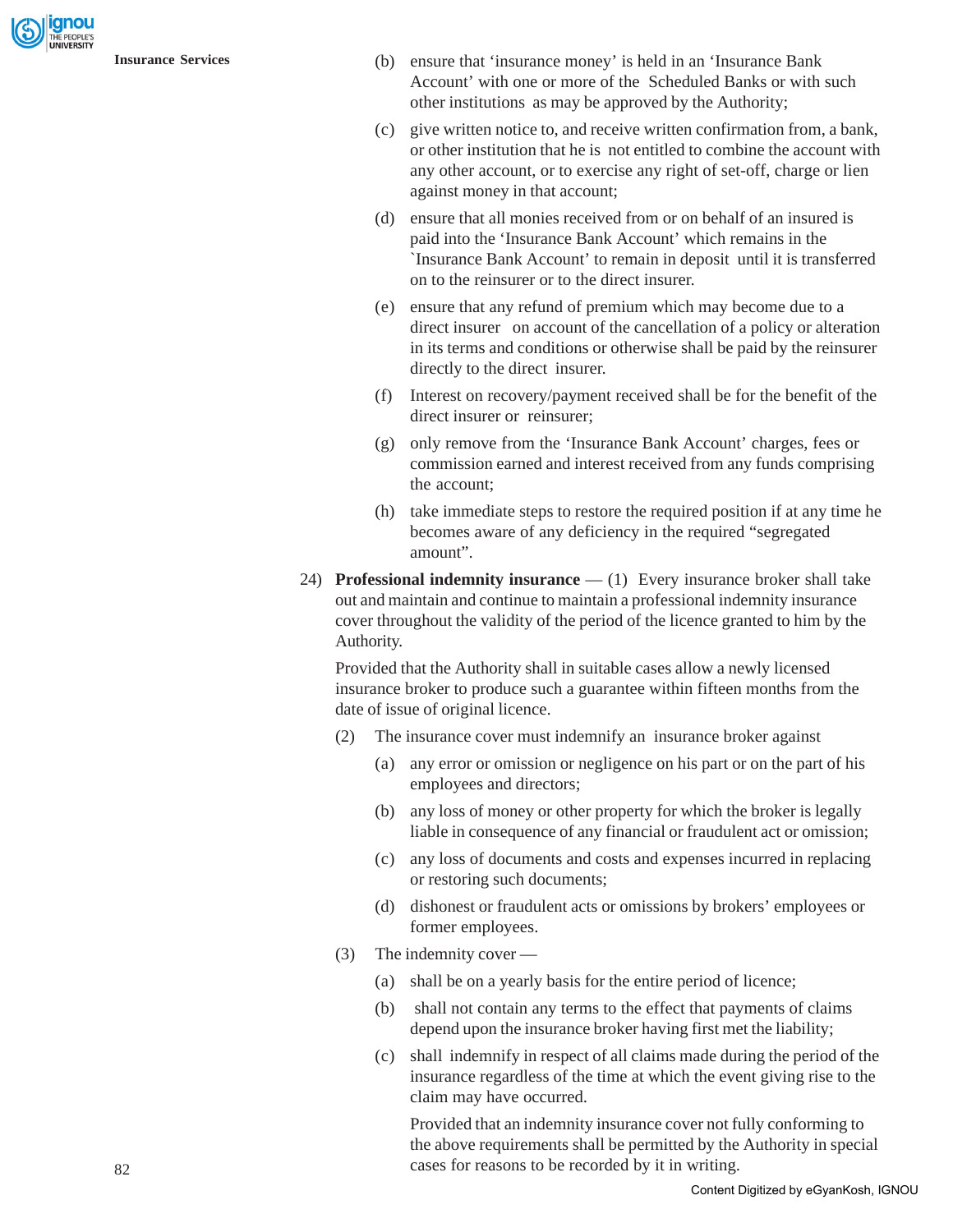(b) ensure that 'insurance money' is held in an 'Insurance Bank Account' with one or more of the Scheduled Banks or with such other institutions as may be approved by the Authority;

(c) give written notice to, and receive written confirmation from, a bank, or other institution that he is not entitled to combine the account with any other account, or to exercise any right of set-off, charge or lien against money in that account;

(d) ensure that all monies received from or on behalf of an insured is paid into the 'Insurance Bank Account' which remains in the `Insurance Bank Account' to remain in deposit until it is transferred on to the reinsurer or to the direct insurer.

(e) ensure that any refund of premium which may become due to a direct insurer on account of the cancellation of a policy or alteration in its terms and conditions or otherwise shall be paid by the reinsurer directly to the direct insurer.

(f) Interest on recovery/payment received shall be for the benefit of the direct insurer or reinsurer;

(g) only remove from the 'Insurance Bank Account' charges, fees or commission earned and interest received from any funds comprising the account;

(h) take immediate steps to restore the required position if at any time he becomes aware of any deficiency in the required "segregated amount".

24) **Professional indemnity insurance** — (1) Every insurance broker shall take out and maintain and continue to maintain a professional indemnity insurance cover throughout the validity of the period of the licence granted to him by the Authority.

Provided that the Authority shall in suitable cases allow a newly licensed insurance broker to produce such a guarantee within fifteen months from the date of issue of original licence.

(2) The insurance cover must indemnify an insurance broker against

(a) any error or omission or negligence on his part or on the part of his employees and directors;

(b) any loss of money or other property for which the broker is legally liable in consequence of any financial or fraudulent act or omission;

(c) any loss of documents and costs and expenses incurred in replacing or restoring such documents;

(d) dishonest or fraudulent acts or omissions by brokers' employees or former employees.

(3) The indemnity cover —

(a) shall be on a yearly basis for the entire period of licence;

(b) shall not contain any terms to the effect that payments of claims depend upon the insurance broker having first met the liability;

(c) shall indemnify in respect of all claims made during the period of the insurance regardless of the time at which the event giving rise to the claim may have occurred.

Provided that an indemnity insurance cover not fully conforming to the above requirements shall be permitted by the Authority in special cases for reasons to be recorded by it in writing.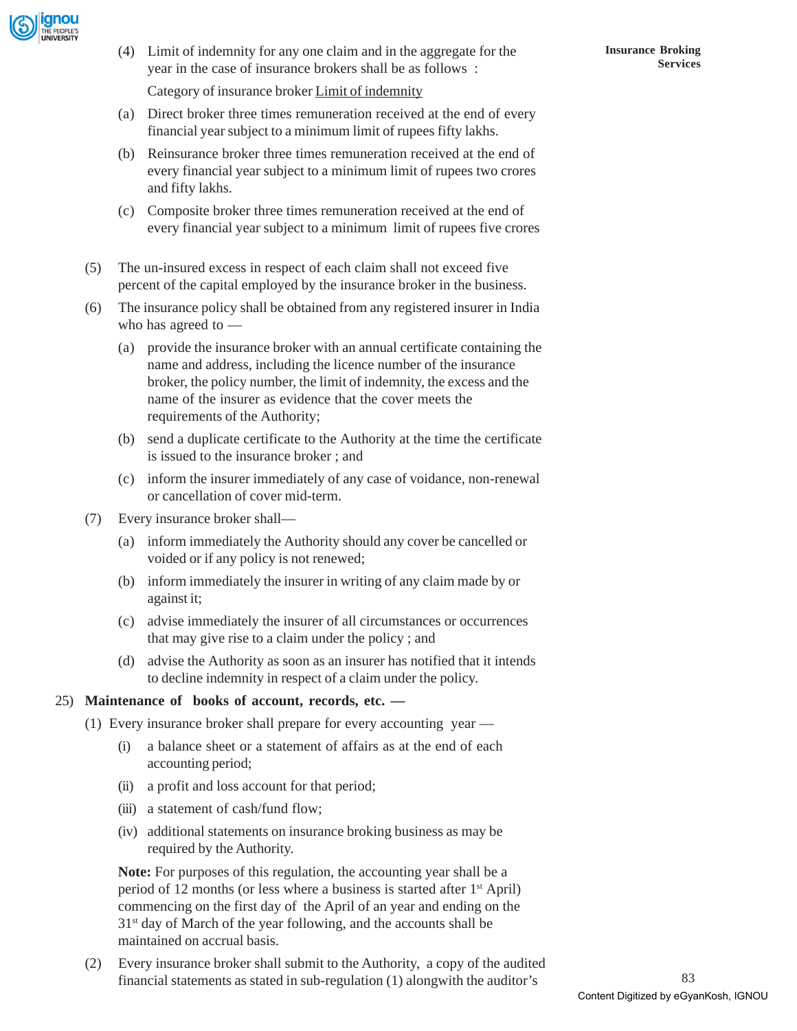(4) Limit of indemnity for any one claim and in the aggregate for the year in the case of insurance brokers shall be as follows :

Category of insurance broker <u>Limit of indemnity</u>

(a) Direct broker three times remuneration received at the end of every financial year subject to a minimum limit of rupees fifty lakhs.

(b) Reinsurance broker three times remuneration received at the end of every financial year subject to a minimum limit of rupees two crores and fifty lakhs.

(c) Composite broker three times remuneration received at the end of every financial year subject to a minimum limit of rupees five crores

(5) The un-insured excess in respect of each claim shall not exceed five percent of the capital employed by the insurance broker in the business.

(6) The insurance policy shall be obtained from any registered insurer in India who has agreed to —

(a) provide the insurance broker with an annual certificate containing the name and address, including the licence number of the insurance broker, the policy number, the limit of indemnity, the excess and the name of the insurer as evidence that the cover meets the requirements of the Authority;

(b) send a duplicate certificate to the Authority at the time the certificate is issued to the insurance broker ; and

(c) inform the insurer immediately of any case of voidance, non-renewal or cancellation of cover mid-term.

(7) Every insurance broker shall—

(a) inform immediately the Authority should any cover be cancelled or voided or if any policy is not renewed;

(b) inform immediately the insurer in writing of any claim made by or against it;

(c) advise immediately the insurer of all circumstances or occurrences that may give rise to a claim under the policy ; and

(d) advise the Authority as soon as an insurer has notified that it intends to decline indemnity in respect of a claim under the policy.

25) **Maintenance of books of account, records, etc. —**

(1) Every insurance broker shall prepare for every accounting year —

(i) a balance sheet or a statement of affairs as at the end of each accounting period;

(ii) a profit and loss account for that period;

(iii) a statement of cash/fund flow;

(iv) additional statements on insurance broking business as may be required by the Authority.

**Note:** For purposes of this regulation, the accounting year shall be a period of 12 months (or less where a business is started after 1st April) commencing on the first day of the April of an year and ending on the 31st day of March of the year following, and the accounts shall be maintained on accrual basis.

(2) Every insurance broker shall submit to the Authority, a copy of the audited financial statements as stated in sub-regulation (1) alongwith the auditor's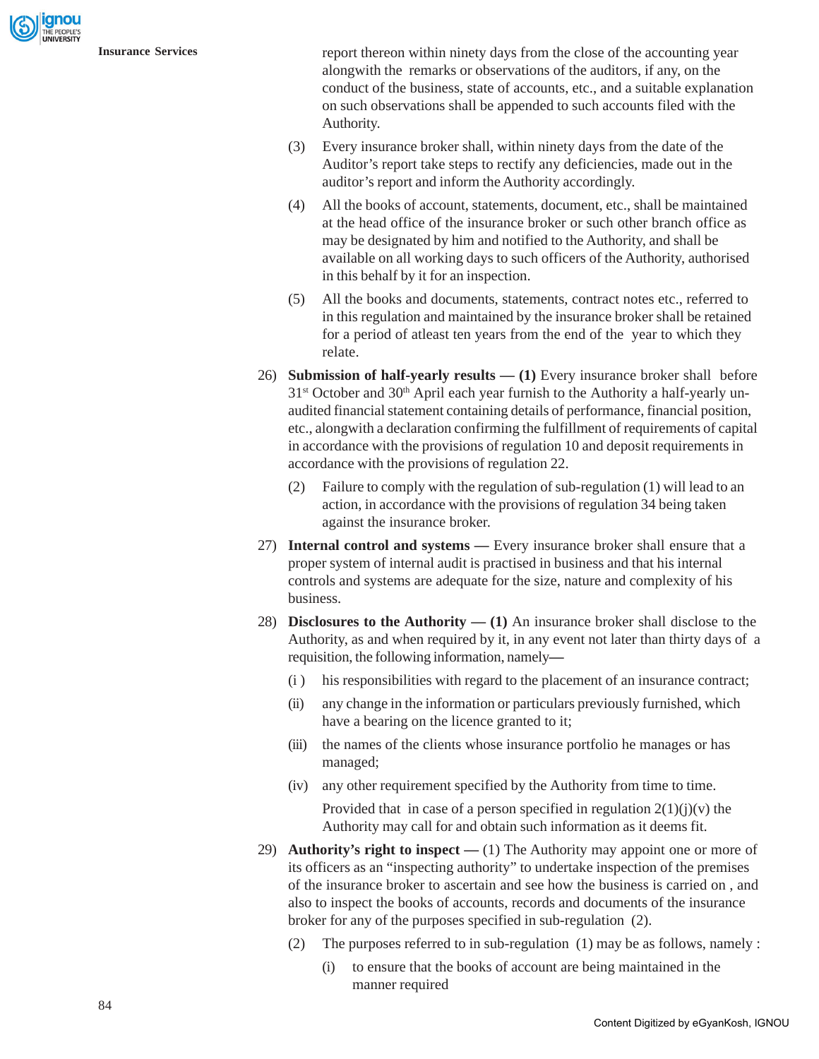report thereon within ninety days from the close of the accounting year alongwith the remarks or observations of the auditors, if any, on the conduct of the business, state of accounts, etc., and a suitable explanation on such observations shall be appended to such accounts filed with the Authority.

(3) Every insurance broker shall, within ninety days from the date of the Auditor's report take steps to rectify any deficiencies, made out in the auditor's report and inform the Authority accordingly.

(4) All the books of account, statements, document, etc., shall be maintained at the head office of the insurance broker or such other branch office as may be designated by him and notified to the Authority, and shall be available on all working days to such officers of the Authority, authorised in this behalf by it for an inspection.

(5) All the books and documents, statements, contract notes etc., referred to in this regulation and maintained by the insurance broker shall be retained for a period of atleast ten years from the end of the year to which they relate.

26) **Submission of half-yearly results — (1)** Every insurance broker shall before 31st October and 30th April each year furnish to the Authority a half-yearly un-audited financial statement containing details of performance, financial position, etc., alongwith a declaration confirming the fulfillment of requirements of capital in accordance with the provisions of regulation 10 and deposit requirements in accordance with the provisions of regulation 22.

(2) Failure to comply with the regulation of sub-regulation (1) will lead to an action, in accordance with the provisions of regulation 34 being taken against the insurance broker.

27) **Internal control and systems —** Every insurance broker shall ensure that a proper system of internal audit is practised in business and that his internal controls and systems are adequate for the size, nature and complexity of his business.

28) **Disclosures to the Authority — (1)** An insurance broker shall disclose to the Authority, as and when required by it, in any event not later than thirty days of a requisition, the following information, namely**—**

(i ) his responsibilities with regard to the placement of an insurance contract;

(ii) any change in the information or particulars previously furnished, which have a bearing on the licence granted to it;

(iii) the names of the clients whose insurance portfolio he manages or has managed;

(iv) any other requirement specified by the Authority from time to time.

Provided that in case of a person specified in regulation 2(1)(j)(v) the Authority may call for and obtain such information as it deems fit.

29) **Authority's right to inspect —** (1) The Authority may appoint one or more of its officers as an "inspecting authority" to undertake inspection of the premises of the insurance broker to ascertain and see how the business is carried on , and also to inspect the books of accounts, records and documents of the insurance broker for any of the purposes specified in sub-regulation (2).

(2) The purposes referred to in sub-regulation (1) may be as follows, namely :

(i) to ensure that the books of account are being maintained in the manner required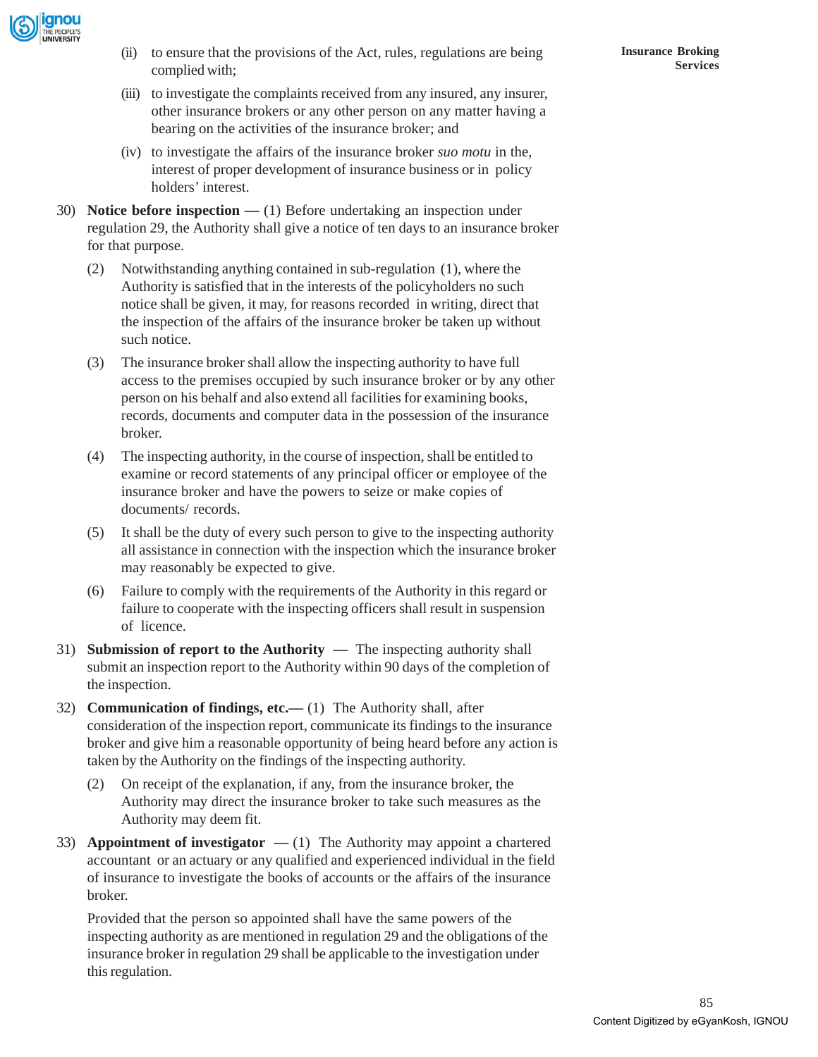(ii) to ensure that the provisions of the Act, rules, regulations are being complied with;

(iii) to investigate the complaints received from any insured, any insurer, other insurance brokers or any other person on any matter having a bearing on the activities of the insurance broker; and

(iv) to investigate the affairs of the insurance broker *suo motu* in the, interest of proper development of insurance business or in policy holders' interest.

30) **Notice before inspection —** (1) Before undertaking an inspection under regulation 29, the Authority shall give a notice of ten days to an insurance broker for that purpose.

(2) Notwithstanding anything contained in sub-regulation (1), where the Authority is satisfied that in the interests of the policyholders no such notice shall be given, it may, for reasons recorded in writing, direct that the inspection of the affairs of the insurance broker be taken up without such notice.

(3) The insurance broker shall allow the inspecting authority to have full access to the premises occupied by such insurance broker or by any other person on his behalf and also extend all facilities for examining books, records, documents and computer data in the possession of the insurance broker.

(4) The inspecting authority, in the course of inspection, shall be entitled to examine or record statements of any principal officer or employee of the insurance broker and have the powers to seize or make copies of documents/ records.

(5) It shall be the duty of every such person to give to the inspecting authority all assistance in connection with the inspection which the insurance broker may reasonably be expected to give.

(6) Failure to comply with the requirements of the Authority in this regard or failure to cooperate with the inspecting officers shall result in suspension of licence.

31) **Submission of report to the Authority —** The inspecting authority shall submit an inspection report to the Authority within 90 days of the completion of the inspection.

32) **Communication of findings, etc.—** (1) The Authority shall, after consideration of the inspection report, communicate its findings to the insurance broker and give him a reasonable opportunity of being heard before any action is taken by the Authority on the findings of the inspecting authority.

(2) On receipt of the explanation, if any, from the insurance broker, the Authority may direct the insurance broker to take such measures as the Authority may deem fit.

33) **Appointment of investigator —** (1) The Authority may appoint a chartered accountant or an actuary or any qualified and experienced individual in the field of insurance to investigate the books of accounts or the affairs of the insurance broker.

Provided that the person so appointed shall have the same powers of the inspecting authority as are mentioned in regulation 29 and the obligations of the insurance broker in regulation 29 shall be applicable to the investigation under this regulation.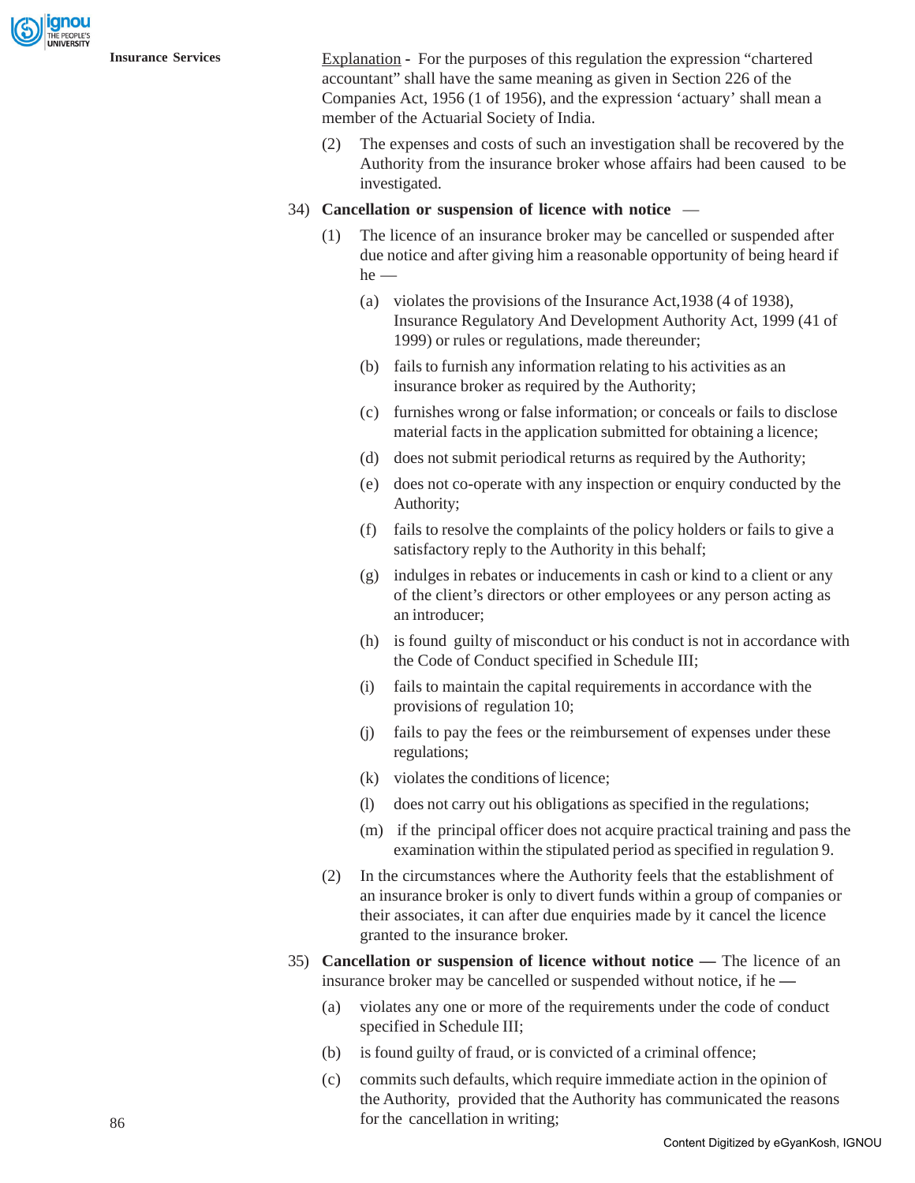<u>Explanation</u> - For the purposes of this regulation the expression "chartered accountant" shall have the same meaning as given in Section 226 of the Companies Act, 1956 (1 of 1956), and the expression 'actuary' shall mean a member of the Actuarial Society of India.

(2) The expenses and costs of such an investigation shall be recovered by the Authority from the insurance broker whose affairs had been caused to be investigated.

34) **Cancellation or suspension of licence with notice** —

(1) The licence of an insurance broker may be cancelled or suspended after due notice and after giving him a reasonable opportunity of being heard if he —

(a) violates the provisions of the Insurance Act,1938 (4 of 1938), Insurance Regulatory And Development Authority Act, 1999 (41 of 1999) or rules or regulations, made thereunder;

(b) fails to furnish any information relating to his activities as an insurance broker as required by the Authority;

(c) furnishes wrong or false information; or conceals or fails to disclose material facts in the application submitted for obtaining a licence;

(d) does not submit periodical returns as required by the Authority;

(e) does not co-operate with any inspection or enquiry conducted by the Authority;

(f) fails to resolve the complaints of the policy holders or fails to give a satisfactory reply to the Authority in this behalf;

(g) indulges in rebates or inducements in cash or kind to a client or any of the client's directors or other employees or any person acting as an introducer;

(h) is found guilty of misconduct or his conduct is not in accordance with the Code of Conduct specified in Schedule III;

(i) fails to maintain the capital requirements in accordance with the provisions of regulation 10;

(j) fails to pay the fees or the reimbursement of expenses under these regulations;

(k) violates the conditions of licence;

(l) does not carry out his obligations as specified in the regulations;

(m) if the principal officer does not acquire practical training and pass the examination within the stipulated period as specified in regulation 9.

(2) In the circumstances where the Authority feels that the establishment of an insurance broker is only to divert funds within a group of companies or their associates, it can after due enquiries made by it cancel the licence granted to the insurance broker.

35) **Cancellation or suspension of licence without notice —** The licence of an insurance broker may be cancelled or suspended without notice, if he **—**

(a) violates any one or more of the requirements under the code of conduct specified in Schedule III;

(b) is found guilty of fraud, or is convicted of a criminal offence;

(c) commits such defaults, which require immediate action in the opinion of the Authority, provided that the Authority has communicated the reasons for the cancellation in writing;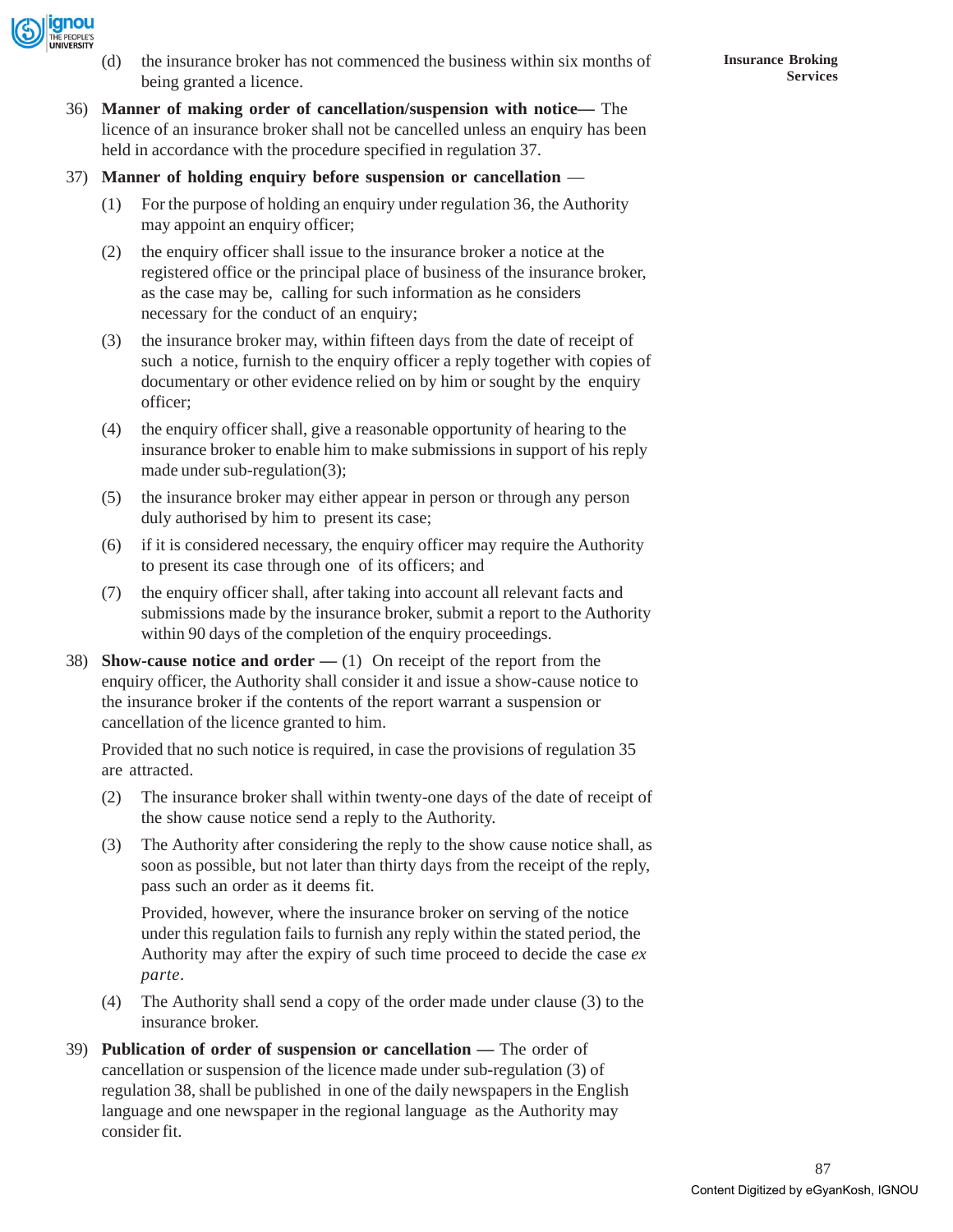(d) the insurance broker has not commenced the business within six months of being granted a licence.

36) **Manner of making order of cancellation/suspension with notice—** The licence of an insurance broker shall not be cancelled unless an enquiry has been held in accordance with the procedure specified in regulation 37.

37) **Manner of holding enquiry before suspension or cancellation** —

(1) For the purpose of holding an enquiry under regulation 36, the Authority may appoint an enquiry officer;

(2) the enquiry officer shall issue to the insurance broker a notice at the registered office or the principal place of business of the insurance broker, as the case may be, calling for such information as he considers necessary for the conduct of an enquiry;

(3) the insurance broker may, within fifteen days from the date of receipt of such a notice, furnish to the enquiry officer a reply together with copies of documentary or other evidence relied on by him or sought by the enquiry officer;

(4) the enquiry officer shall, give a reasonable opportunity of hearing to the insurance broker to enable him to make submissions in support of his reply made under sub-regulation(3);

(5) the insurance broker may either appear in person or through any person duly authorised by him to present its case;

(6) if it is considered necessary, the enquiry officer may require the Authority to present its case through one of its officers; and

(7) the enquiry officer shall, after taking into account all relevant facts and submissions made by the insurance broker, submit a report to the Authority within 90 days of the completion of the enquiry proceedings.

38) **Show-cause notice and order —** (1) On receipt of the report from the enquiry officer, the Authority shall consider it and issue a show-cause notice to the insurance broker if the contents of the report warrant a suspension or cancellation of the licence granted to him.

Provided that no such notice is required, in case the provisions of regulation 35 are attracted.

(2) The insurance broker shall within twenty-one days of the date of receipt of the show cause notice send a reply to the Authority.

(3) The Authority after considering the reply to the show cause notice shall, as soon as possible, but not later than thirty days from the receipt of the reply, pass such an order as it deems fit.

Provided, however, where the insurance broker on serving of the notice under this regulation fails to furnish any reply within the stated period, the Authority may after the expiry of such time proceed to decide the case *ex parte*.

(4) The Authority shall send a copy of the order made under clause (3) to the insurance broker.

39) **Publication of order of suspension or cancellation —** The order of cancellation or suspension of the licence made under sub-regulation (3) of regulation 38, shall be published in one of the daily newspapers in the English language and one newspaper in the regional language as the Authority may consider fit.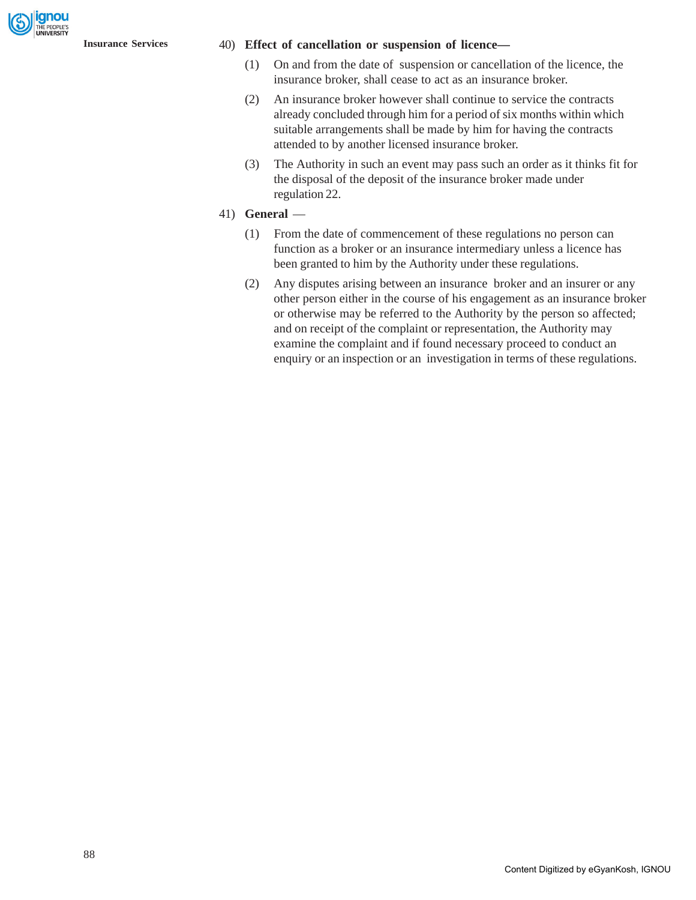40) **Effect of cancellation or suspension of licence—**

(1) On and from the date of suspension or cancellation of the licence, the insurance broker, shall cease to act as an insurance broker.

(2) An insurance broker however shall continue to service the contracts already concluded through him for a period of six months within which suitable arrangements shall be made by him for having the contracts attended to by another licensed insurance broker.

(3) The Authority in such an event may pass such an order as it thinks fit for the disposal of the deposit of the insurance broker made under regulation 22.

41) **General** —

(1) From the date of commencement of these regulations no person can function as a broker or an insurance intermediary unless a licence has been granted to him by the Authority under these regulations.

(2) Any disputes arising between an insurance broker and an insurer or any other person either in the course of his engagement as an insurance broker or otherwise may be referred to the Authority by the person so affected; and on receipt of the complaint or representation, the Authority may examine the complaint and if found necessary proceed to conduct an enquiry or an inspection or an investigation in terms of these regulations.